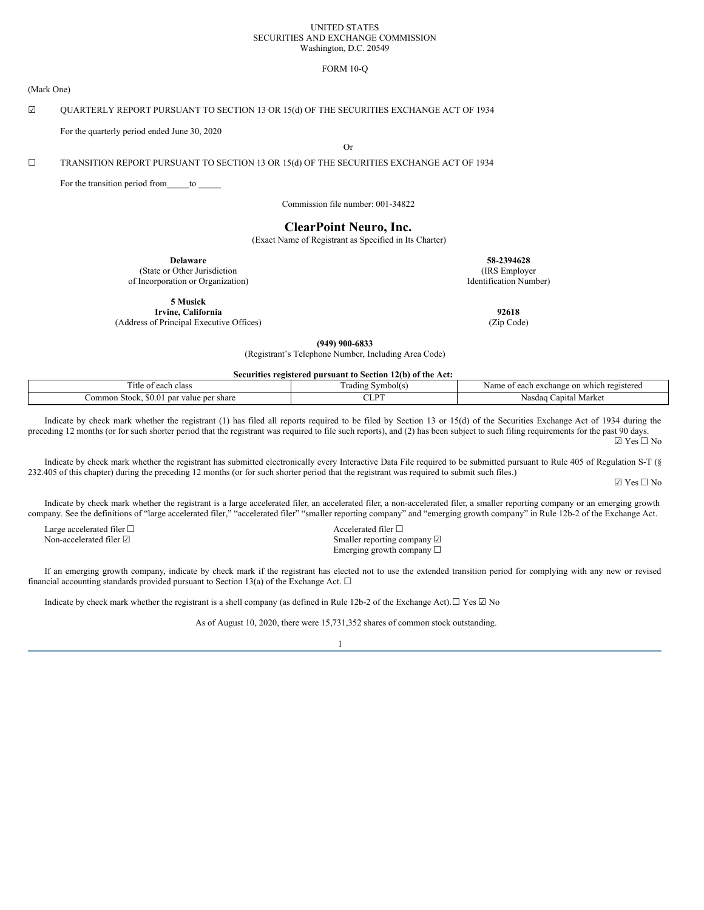UNITED STATES
SECURITIES AND EXCHANGE COMMISSION
Washington, D.C. 20549

FORM 10-Q

(Mark One)

☑ QUARTERLY REPORT PURSUANT TO SECTION 13 OR 15(d) OF THE SECURITIES EXCHANGE ACT OF 1934

For the quarterly period ended June 30, 2020

Or

☐ TRANSITION REPORT PURSUANT TO SECTION 13 OR 15(d) OF THE SECURITIES EXCHANGE ACT OF 1934

For the transition period from_____to _____

Commission file number: 001-34822

# ClearPoint Neuro, Inc.

(Exact Name of Registrant as Specified in Its Charter)

| | |
|---|---|
| **Delaware** | **58-2394628** |
| (State or Other Jurisdiction of Incorporation or Organization) | (IRS Employer Identification Number) |
| **5 Musick Irvine, California** | **92618** |
| (Address of Principal Executive Offices) | (Zip Code) |

**(949) 900-6833**
(Registrant's Telephone Number, Including Area Code)

**Securities registered pursuant to Section 12(b) of the Act:**

| Title of each class | Trading Symbol(s) | Name of each exchange on which registered |
|---|---|---|
| Common Stock, $0.01 par value per share | CLPT | Nasdaq Capital Market |

Indicate by check mark whether the registrant (1) has filed all reports required to be filed by Section 13 or 15(d) of the Securities Exchange Act of 1934 during the preceding 12 months (or for such shorter period that the registrant was required to file such reports), and (2) has been subject to such filing requirements for the past 90 days. ☑ Yes ☐ No

Indicate by check mark whether the registrant has submitted electronically every Interactive Data File required to be submitted pursuant to Rule 405 of Regulation S-T (§ 232.405 of this chapter) during the preceding 12 months (or for such shorter period that the registrant was required to submit such files.)

☑ Yes ☐ No

Indicate by check mark whether the registrant is a large accelerated filer, an accelerated filer, a non-accelerated filer, a smaller reporting company or an emerging growth company. See the definitions of "large accelerated filer," "accelerated filer" "smaller reporting company" and "emerging growth company" in Rule 12b-2 of the Exchange Act.

| | |
|---|---|
| Large accelerated filer ☐ | Accelerated filer ☐ |
| Non-accelerated filer ☑ | Smaller reporting company ☑ |
| | Emerging growth company ☐ |

If an emerging growth company, indicate by check mark if the registrant has elected not to use the extended transition period for complying with any new or revised financial accounting standards provided pursuant to Section 13(a) of the Exchange Act. ☐

Indicate by check mark whether the registrant is a shell company (as defined in Rule 12b-2 of the Exchange Act).☐ Yes ☑ No

As of August 10, 2020, there were 15,731,352 shares of common stock outstanding.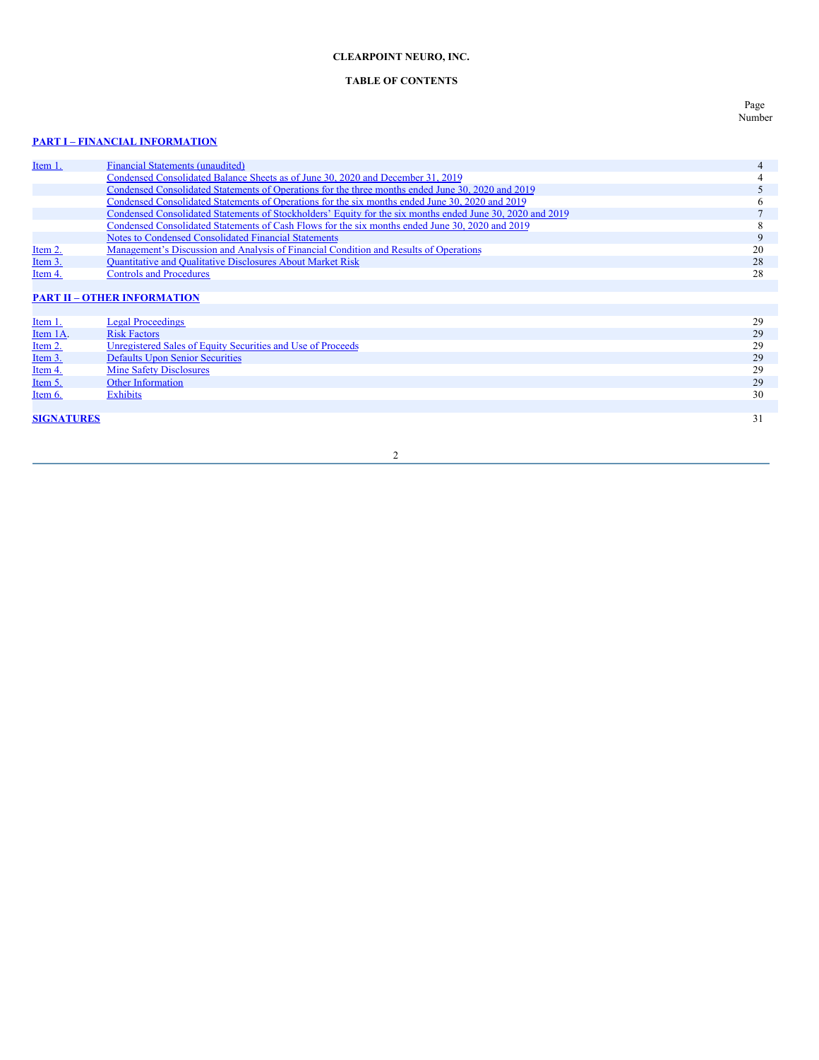**CLEARPOINT NEURO, INC.**

**TABLE OF CONTENTS**

| | | Page Number |
|---|---|---|
| **PART I – FINANCIAL INFORMATION** | | |
| Item 1. | Financial Statements (unaudited) | 4 |
| | Condensed Consolidated Balance Sheets as of June 30, 2020 and December 31, 2019 | 4 |
| | Condensed Consolidated Statements of Operations for the three months ended June 30, 2020 and 2019 | 5 |
| | Condensed Consolidated Statements of Operations for the six months ended June 30, 2020 and 2019 | 6 |
| | Condensed Consolidated Statements of Stockholders' Equity for the six months ended June 30, 2020 and 2019 | 7 |
| | Condensed Consolidated Statements of Cash Flows for the six months ended June 30, 2020 and 2019 | 8 |
| | Notes to Condensed Consolidated Financial Statements | 9 |
| Item 2. | Management's Discussion and Analysis of Financial Condition and Results of Operations | 20 |
| Item 3. | Quantitative and Qualitative Disclosures About Market Risk | 28 |
| Item 4. | Controls and Procedures | 28 |
| **PART II – OTHER INFORMATION** | | |
| Item 1. | Legal Proceedings | 29 |
| Item 1A. | Risk Factors | 29 |
| Item 2. | Unregistered Sales of Equity Securities and Use of Proceeds | 29 |
| Item 3. | Defaults Upon Senior Securities | 29 |
| Item 4. | Mine Safety Disclosures | 29 |
| Item 5. | Other Information | 29 |
| Item 6. | Exhibits | 30 |
| **SIGNATURES** | | 31 |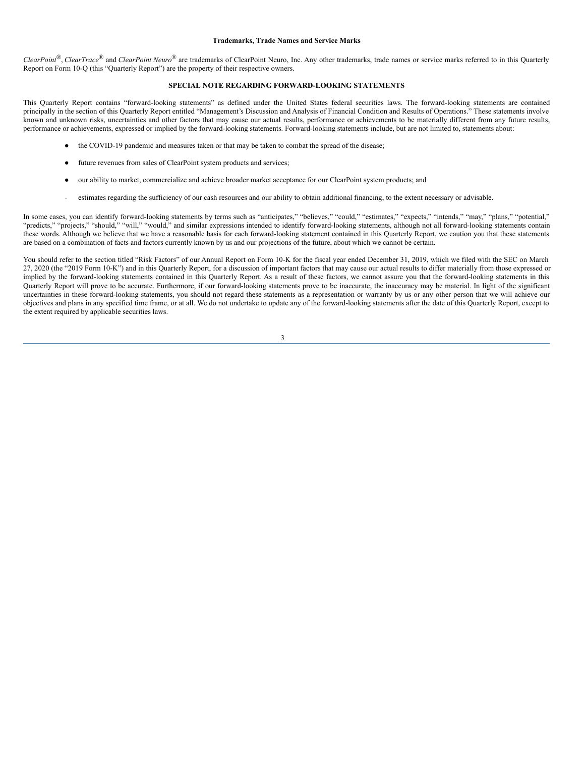**Trademarks, Trade Names and Service Marks**

*ClearPoint*®, *ClearTrace*® and *ClearPoint Neuro*® are trademarks of ClearPoint Neuro, Inc. Any other trademarks, trade names or service marks referred to in this Quarterly Report on Form 10-Q (this "Quarterly Report") are the property of their respective owners.

**SPECIAL NOTE REGARDING FORWARD-LOOKING STATEMENTS**

This Quarterly Report contains "forward-looking statements" as defined under the United States federal securities laws. The forward-looking statements are contained principally in the section of this Quarterly Report entitled "Management's Discussion and Analysis of Financial Condition and Results of Operations." These statements involve known and unknown risks, uncertainties and other factors that may cause our actual results, performance or achievements to be materially different from any future results, performance or achievements, expressed or implied by the forward-looking statements. Forward-looking statements include, but are not limited to, statements about:

- the COVID-19 pandemic and measures taken or that may be taken to combat the spread of the disease;
- future revenues from sales of ClearPoint system products and services;
- our ability to market, commercialize and achieve broader market acceptance for our ClearPoint system products; and
- estimates regarding the sufficiency of our cash resources and our ability to obtain additional financing, to the extent necessary or advisable.

In some cases, you can identify forward-looking statements by terms such as "anticipates," "believes," "could," "estimates," "expects," "intends," "may," "plans," "potential," "predicts," "projects," "should," "will," "would," and similar expressions intended to identify forward-looking statements, although not all forward-looking statements contain these words. Although we believe that we have a reasonable basis for each forward-looking statement contained in this Quarterly Report, we caution you that these statements are based on a combination of facts and factors currently known by us and our projections of the future, about which we cannot be certain.

You should refer to the section titled "Risk Factors" of our Annual Report on Form 10-K for the fiscal year ended December 31, 2019, which we filed with the SEC on March 27, 2020 (the "2019 Form 10-K") and in this Quarterly Report, for a discussion of important factors that may cause our actual results to differ materially from those expressed or implied by the forward-looking statements contained in this Quarterly Report. As a result of these factors, we cannot assure you that the forward-looking statements in this Quarterly Report will prove to be accurate. Furthermore, if our forward-looking statements prove to be inaccurate, the inaccuracy may be material. In light of the significant uncertainties in these forward-looking statements, you should not regard these statements as a representation or warranty by us or any other person that we will achieve our objectives and plans in any specified time frame, or at all. We do not undertake to update any of the forward-looking statements after the date of this Quarterly Report, except to the extent required by applicable securities laws.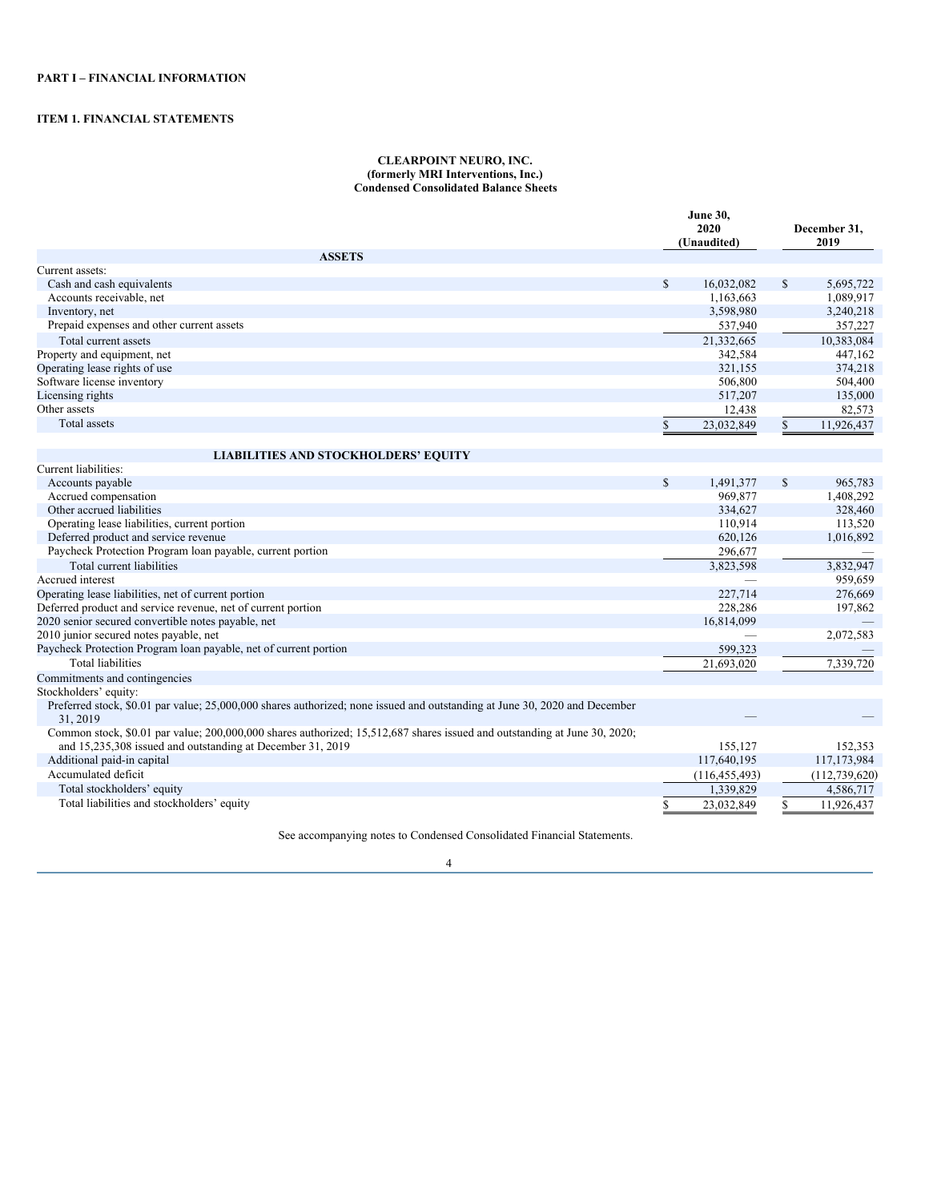**PART I – FINANCIAL INFORMATION**

**ITEM 1. FINANCIAL STATEMENTS**

**CLEARPOINT NEURO, INC.**
**(formerly MRI Interventions, Inc.)**
**Condensed Consolidated Balance Sheets**

| | June 30, 2020 (Unaudited) | December 31, 2019 |
|---|---|---|
| **ASSETS** | | |
| Current assets: | | |
| Cash and cash equivalents | $ 16,032,082 | $ 5,695,722 |
| Accounts receivable, net | 1,163,663 | 1,089,917 |
| Inventory, net | 3,598,980 | 3,240,218 |
| Prepaid expenses and other current assets | 537,940 | 357,227 |
| Total current assets | 21,332,665 | 10,383,084 |
| Property and equipment, net | 342,584 | 447,162 |
| Operating lease rights of use | 321,155 | 374,218 |
| Software license inventory | 506,800 | 504,400 |
| Licensing rights | 517,207 | 135,000 |
| Other assets | 12,438 | 82,573 |
| Total assets | $ 23,032,849 | $ 11,926,437 |
| **LIABILITIES AND STOCKHOLDERS' EQUITY** | | |
| Current liabilities: | | |
| Accounts payable | $ 1,491,377 | $ 965,783 |
| Accrued compensation | 969,877 | 1,408,292 |
| Other accrued liabilities | 334,627 | 328,460 |
| Operating lease liabilities, current portion | 110,914 | 113,520 |
| Deferred product and service revenue | 620,126 | 1,016,892 |
| Paycheck Protection Program loan payable, current portion | 296,677 | — |
| Total current liabilities | 3,823,598 | 3,832,947 |
| Accrued interest | — | 959,659 |
| Operating lease liabilities, net of current portion | 227,714 | 276,669 |
| Deferred product and service revenue, net of current portion | 228,286 | 197,862 |
| 2020 senior secured convertible notes payable, net | 16,814,099 | — |
| 2010 junior secured notes payable, net | — | 2,072,583 |
| Paycheck Protection Program loan payable, net of current portion | 599,323 | — |
| Total liabilities | 21,693,020 | 7,339,720 |
| Commitments and contingencies | | |
| Stockholders' equity: | | |
| Preferred stock, $0.01 par value; 25,000,000 shares authorized; none issued and outstanding at June 30, 2020 and December 31, 2019 | — | — |
| Common stock, $0.01 par value; 200,000,000 shares authorized; 15,512,687 shares issued and outstanding at June 30, 2020; and 15,235,308 issued and outstanding at December 31, 2019 | 155,127 | 152,353 |
| Additional paid-in capital | 117,640,195 | 117,173,984 |
| Accumulated deficit | (116,455,493) | (112,739,620) |
| Total stockholders' equity | 1,339,829 | 4,586,717 |
| Total liabilities and stockholders' equity | $ 23,032,849 | $ 11,926,437 |

See accompanying notes to Condensed Consolidated Financial Statements.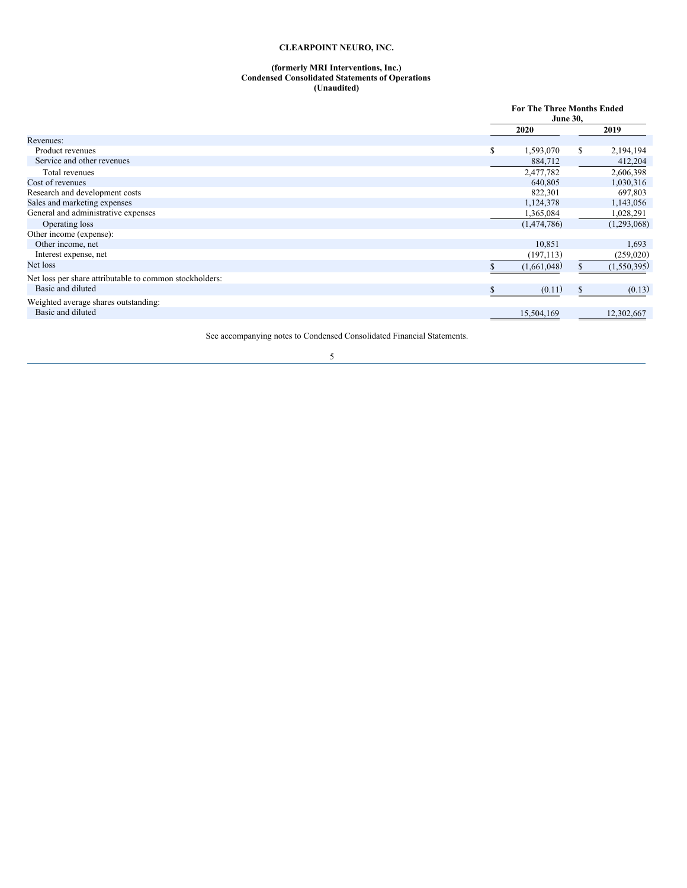**CLEARPOINT NEURO, INC.**

**(formerly MRI Interventions, Inc.)**
**Condensed Consolidated Statements of Operations**
**(Unaudited)**

| | For The Three Months Ended June 30, | |
|---|---|---|
| | 2020 | 2019 |
| Revenues: | | |
| Product revenues | $ 1,593,070 | $ 2,194,194 |
| Service and other revenues | 884,712 | 412,204 |
| Total revenues | 2,477,782 | 2,606,398 |
| Cost of revenues | 640,805 | 1,030,316 |
| Research and development costs | 822,301 | 697,803 |
| Sales and marketing expenses | 1,124,378 | 1,143,056 |
| General and administrative expenses | 1,365,084 | 1,028,291 |
| Operating loss | (1,474,786) | (1,293,068) |
| Other income (expense): | | |
| Other income, net | 10,851 | 1,693 |
| Interest expense, net | (197,113) | (259,020) |
| Net loss | $ (1,661,048) | $ (1,550,395) |
| Net loss per share attributable to common stockholders: | | |
| Basic and diluted | $ (0.11) | $ (0.13) |
| Weighted average shares outstanding: | | |
| Basic and diluted | 15,504,169 | 12,302,667 |

See accompanying notes to Condensed Consolidated Financial Statements.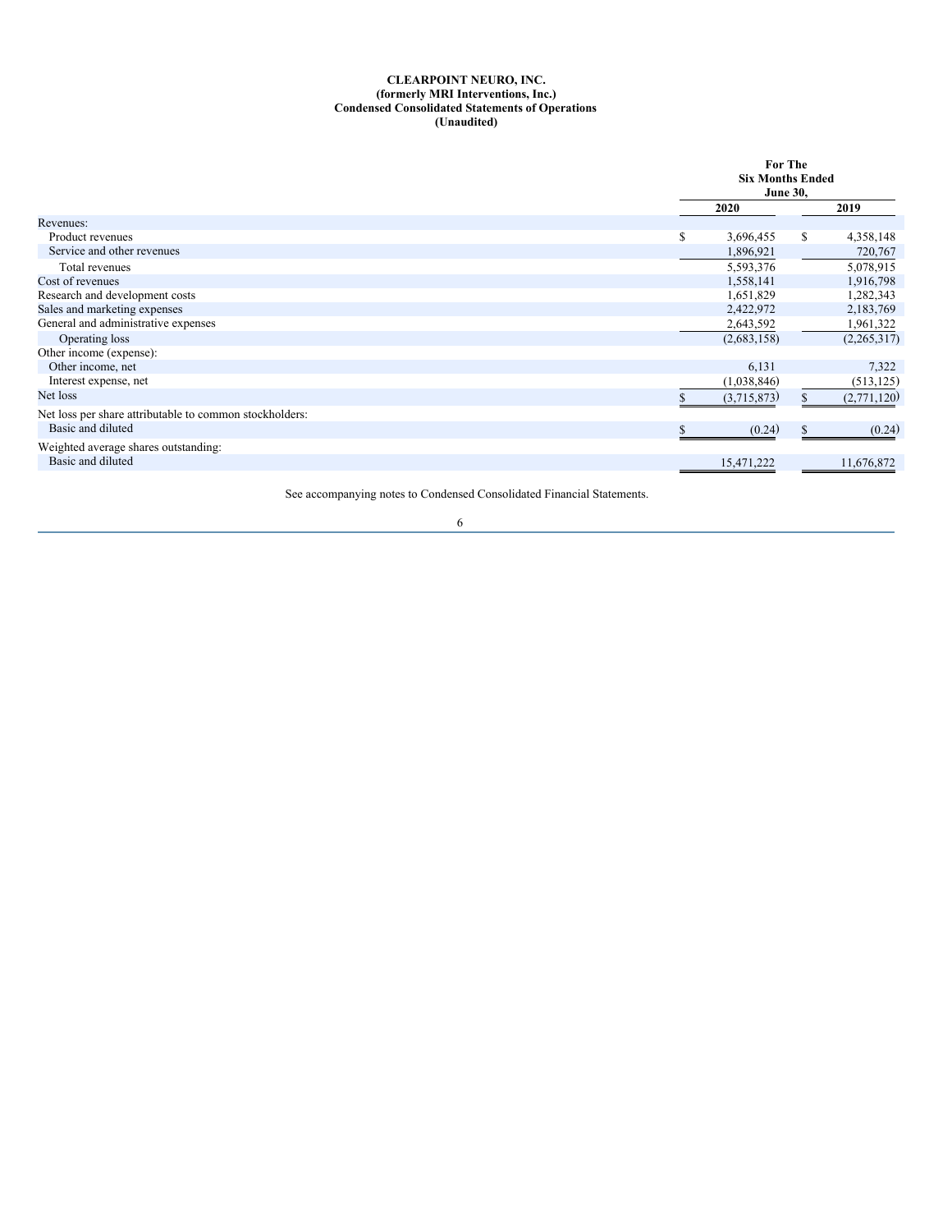**CLEARPOINT NEURO, INC.**
**(formerly MRI Interventions, Inc.)**
**Condensed Consolidated Statements of Operations**
**(Unaudited)**

| | For The Six Months Ended June 30, | |
|---|---|---|
| | 2020 | 2019 |
| Revenues: | | |
| Product revenues | $ 3,696,455 | $ 4,358,148 |
| Service and other revenues | 1,896,921 | 720,767 |
| Total revenues | 5,593,376 | 5,078,915 |
| Cost of revenues | 1,558,141 | 1,916,798 |
| Research and development costs | 1,651,829 | 1,282,343 |
| Sales and marketing expenses | 2,422,972 | 2,183,769 |
| General and administrative expenses | 2,643,592 | 1,961,322 |
| Operating loss | (2,683,158) | (2,265,317) |
| Other income (expense): | | |
| Other income, net | 6,131 | 7,322 |
| Interest expense, net | (1,038,846) | (513,125) |
| Net loss | $ (3,715,873) | $ (2,771,120) |
| Net loss per share attributable to common stockholders: | | |
| Basic and diluted | $ (0.24) | $ (0.24) |
| Weighted average shares outstanding: | | |
| Basic and diluted | 15,471,222 | 11,676,872 |

See accompanying notes to Condensed Consolidated Financial Statements.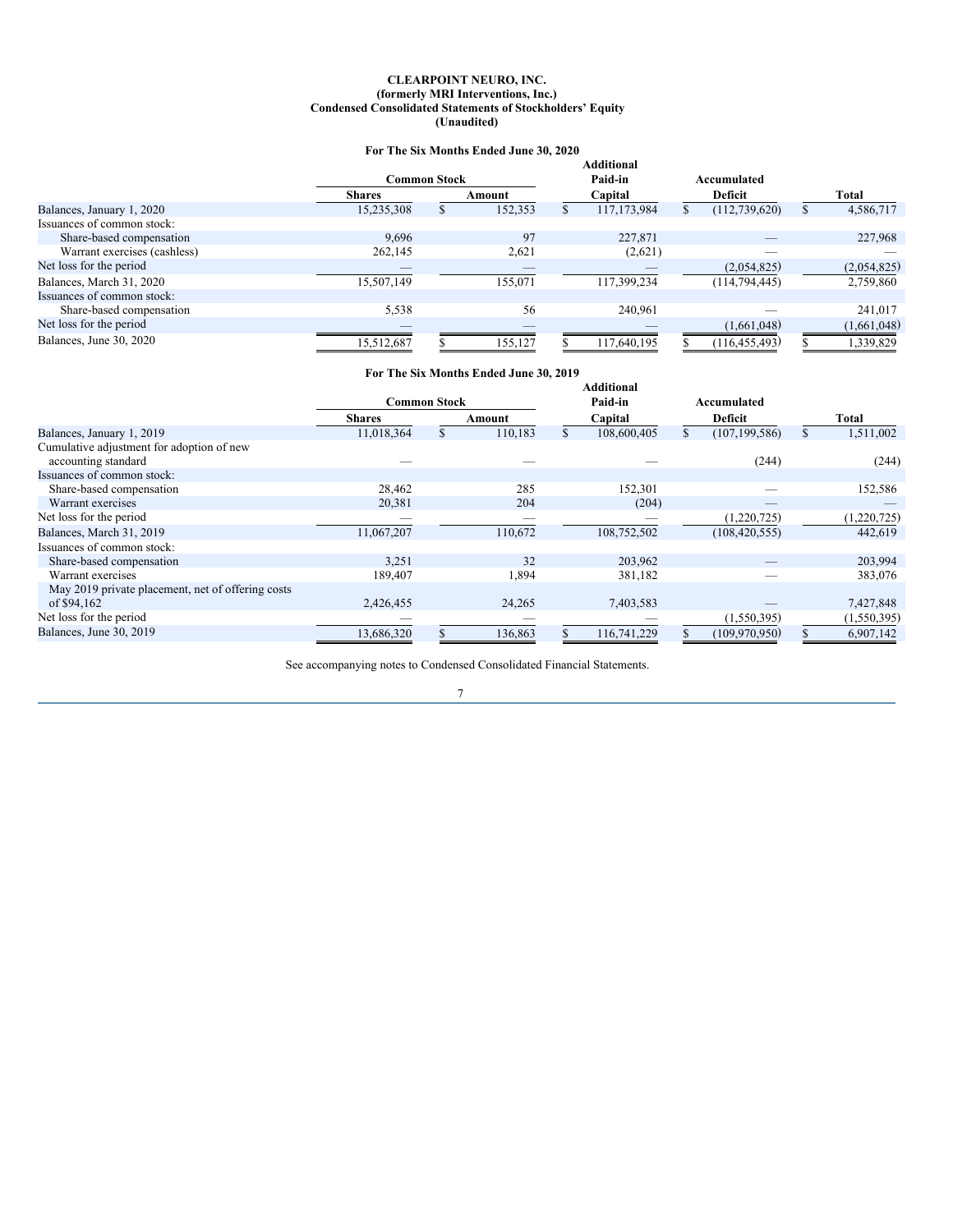**CLEARPOINT NEURO, INC.**
**(formerly MRI Interventions, Inc.)**
**Condensed Consolidated Statements of Stockholders' Equity**
**(Unaudited)**

**For The Six Months Ended June 30, 2020**

| | Common Stock | | Additional Paid-in | Accumulated | |
|---|---|---|---|---|---|
| | Shares | Amount | Capital | Deficit | Total |
| Balances, January 1, 2020 | 15,235,308 | $ 152,353 | $ 117,173,984 | $ (112,739,620) | $ 4,586,717 |
| Issuances of common stock: | | | | | |
| Share-based compensation | 9,696 | 97 | 227,871 | — | 227,968 |
| Warrant exercises (cashless) | 262,145 | 2,621 | (2,621) | — | — |
| Net loss for the period | — | — | — | (2,054,825) | (2,054,825) |
| Balances, March 31, 2020 | 15,507,149 | 155,071 | 117,399,234 | (114,794,445) | 2,759,860 |
| Issuances of common stock: | | | | | |
| Share-based compensation | 5,538 | 56 | 240,961 | — | 241,017 |
| Net loss for the period | — | — | — | (1,661,048) | (1,661,048) |
| Balances, June 30, 2020 | 15,512,687 | $ 155,127 | $ 117,640,195 | $ (116,455,493) | $ 1,339,829 |

**For The Six Months Ended June 30, 2019**

| | Common Stock | | Additional Paid-in | Accumulated | |
|---|---|---|---|---|---|
| | Shares | Amount | Capital | Deficit | Total |
| Balances, January 1, 2019 | 11,018,364 | $ 110,183 | $ 108,600,405 | $ (107,199,586) | $ 1,511,002 |
| Cumulative adjustment for adoption of new accounting standard | — | — | — | (244) | (244) |
| Issuances of common stock: | | | | | |
| Share-based compensation | 28,462 | 285 | 152,301 | — | 152,586 |
| Warrant exercises | 20,381 | 204 | (204) | — | — |
| Net loss for the period | — | — | — | (1,220,725) | (1,220,725) |
| Balances, March 31, 2019 | 11,067,207 | 110,672 | 108,752,502 | (108,420,555) | 442,619 |
| Issuances of common stock: | | | | | |
| Share-based compensation | 3,251 | 32 | 203,962 | — | 203,994 |
| Warrant exercises | 189,407 | 1,894 | 381,182 | — | 383,076 |
| May 2019 private placement, net of offering costs of $94,162 | 2,426,455 | 24,265 | 7,403,583 | — | 7,427,848 |
| Net loss for the period | — | — | — | (1,550,395) | (1,550,395) |
| Balances, June 30, 2019 | 13,686,320 | $ 136,863 | $ 116,741,229 | $ (109,970,950) | $ 6,907,142 |

See accompanying notes to Condensed Consolidated Financial Statements.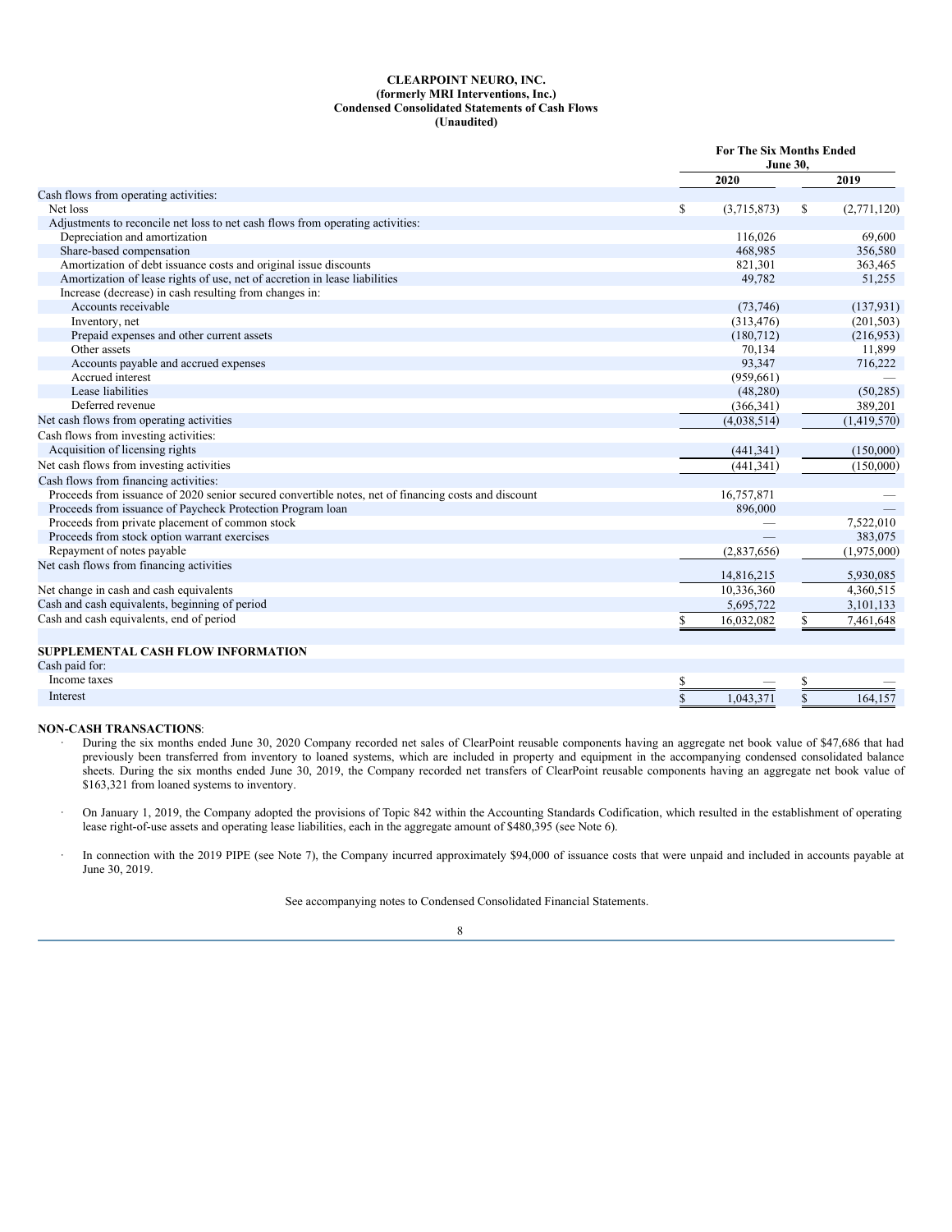**CLEARPOINT NEURO, INC.**
**(formerly MRI Interventions, Inc.)**
**Condensed Consolidated Statements of Cash Flows**
**(Unaudited)**

| | For The Six Months Ended June 30, | |
|---|---|---|
| | 2020 | 2019 |
| Cash flows from operating activities: | | |
| Net loss | $ (3,715,873) | $ (2,771,120) |
| Adjustments to reconcile net loss to net cash flows from operating activities: | | |
| Depreciation and amortization | 116,026 | 69,600 |
| Share-based compensation | 468,985 | 356,580 |
| Amortization of debt issuance costs and original issue discounts | 821,301 | 363,465 |
| Amortization of lease rights of use, net of accretion in lease liabilities | 49,782 | 51,255 |
| Increase (decrease) in cash resulting from changes in: | | |
| Accounts receivable | (73,746) | (137,931) |
| Inventory, net | (313,476) | (201,503) |
| Prepaid expenses and other current assets | (180,712) | (216,953) |
| Other assets | 70,134 | 11,899 |
| Accounts payable and accrued expenses | 93,347 | 716,222 |
| Accrued interest | (959,661) | — |
| Lease liabilities | (48,280) | (50,285) |
| Deferred revenue | (366,341) | 389,201 |
| Net cash flows from operating activities | (4,038,514) | (1,419,570) |
| Cash flows from investing activities: | | |
| Acquisition of licensing rights | (441,341) | (150,000) |
| Net cash flows from investing activities | (441,341) | (150,000) |
| Cash flows from financing activities: | | |
| Proceeds from issuance of 2020 senior secured convertible notes, net of financing costs and discount | 16,757,871 | — |
| Proceeds from issuance of Paycheck Protection Program loan | 896,000 | — |
| Proceeds from private placement of common stock | — | 7,522,010 |
| Proceeds from stock option warrant exercises | — | 383,075 |
| Repayment of notes payable | (2,837,656) | (1,975,000) |
| Net cash flows from financing activities | 14,816,215 | 5,930,085 |
| Net change in cash and cash equivalents | 10,336,360 | 4,360,515 |
| Cash and cash equivalents, beginning of period | 5,695,722 | 3,101,133 |
| Cash and cash equivalents, end of period | $ 16,032,082 | $ 7,461,648 |
| | | |
| **SUPPLEMENTAL CASH FLOW INFORMATION** | | |
| Cash paid for: | | |
| Income taxes | $ — | $ — |
| Interest | $ 1,043,371 | $ 164,157 |

**NON-CASH TRANSACTIONS**:

- During the six months ended June 30, 2020 Company recorded net sales of ClearPoint reusable components having an aggregate net book value of $47,686 that had previously been transferred from inventory to loaned systems, which are included in property and equipment in the accompanying condensed consolidated balance sheets. During the six months ended June 30, 2019, the Company recorded net transfers of ClearPoint reusable components having an aggregate net book value of $163,321 from loaned systems to inventory.

- On January 1, 2019, the Company adopted the provisions of Topic 842 within the Accounting Standards Codification, which resulted in the establishment of operating lease right-of-use assets and operating lease liabilities, each in the aggregate amount of $480,395 (see Note 6).

- In connection with the 2019 PIPE (see Note 7), the Company incurred approximately $94,000 of issuance costs that were unpaid and included in accounts payable at June 30, 2019.

See accompanying notes to Condensed Consolidated Financial Statements.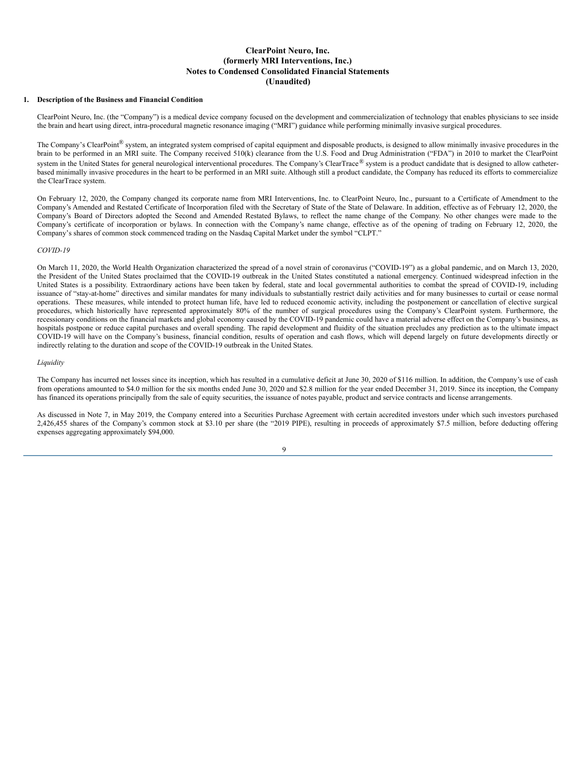# ClearPoint Neuro, Inc.
# (formerly MRI Interventions, Inc.)
# Notes to Condensed Consolidated Financial Statements
# (Unaudited)

## 1. Description of the Business and Financial Condition

ClearPoint Neuro, Inc. (the "Company") is a medical device company focused on the development and commercialization of technology that enables physicians to see inside the brain and heart using direct, intra-procedural magnetic resonance imaging ("MRI") guidance while performing minimally invasive surgical procedures.

The Company's ClearPoint® system, an integrated system comprised of capital equipment and disposable products, is designed to allow minimally invasive procedures in the brain to be performed in an MRI suite. The Company received 510(k) clearance from the U.S. Food and Drug Administration ("FDA") in 2010 to market the ClearPoint system in the United States for general neurological interventional procedures. The Company's ClearTrace® system is a product candidate that is designed to allow catheter-based minimally invasive procedures in the heart to be performed in an MRI suite. Although still a product candidate, the Company has reduced its efforts to commercialize the ClearTrace system.

On February 12, 2020, the Company changed its corporate name from MRI Interventions, Inc. to ClearPoint Neuro, Inc., pursuant to a Certificate of Amendment to the Company's Amended and Restated Certificate of Incorporation filed with the Secretary of State of the State of Delaware. In addition, effective as of February 12, 2020, the Company's Board of Directors adopted the Second and Amended Restated Bylaws, to reflect the name change of the Company. No other changes were made to the Company's certificate of incorporation or bylaws. In connection with the Company's name change, effective as of the opening of trading on February 12, 2020, the Company's shares of common stock commenced trading on the Nasdaq Capital Market under the symbol "CLPT."

*COVID-19*

On March 11, 2020, the World Health Organization characterized the spread of a novel strain of coronavirus ("COVID-19") as a global pandemic, and on March 13, 2020, the President of the United States proclaimed that the COVID-19 outbreak in the United States constituted a national emergency. Continued widespread infection in the United States is a possibility. Extraordinary actions have been taken by federal, state and local governmental authorities to combat the spread of COVID-19, including issuance of "stay-at-home" directives and similar mandates for many individuals to substantially restrict daily activities and for many businesses to curtail or cease normal operations. These measures, while intended to protect human life, have led to reduced economic activity, including the postponement or cancellation of elective surgical procedures, which historically have represented approximately 80% of the number of surgical procedures using the Company's ClearPoint system. Furthermore, the recessionary conditions on the financial markets and global economy caused by the COVID-19 pandemic could have a material adverse effect on the Company's business, as hospitals postpone or reduce capital purchases and overall spending. The rapid development and fluidity of the situation precludes any prediction as to the ultimate impact COVID-19 will have on the Company's business, financial condition, results of operation and cash flows, which will depend largely on future developments directly or indirectly relating to the duration and scope of the COVID-19 outbreak in the United States.

*Liquidity*

The Company has incurred net losses since its inception, which has resulted in a cumulative deficit at June 30, 2020 of $116 million. In addition, the Company's use of cash from operations amounted to $4.0 million for the six months ended June 30, 2020 and $2.8 million for the year ended December 31, 2019. Since its inception, the Company has financed its operations principally from the sale of equity securities, the issuance of notes payable, product and service contracts and license arrangements.

As discussed in Note 7, in May 2019, the Company entered into a Securities Purchase Agreement with certain accredited investors under which such investors purchased 2,426,455 shares of the Company's common stock at $3.10 per share (the "2019 PIPE), resulting in proceeds of approximately $7.5 million, before deducting offering expenses aggregating approximately $94,000.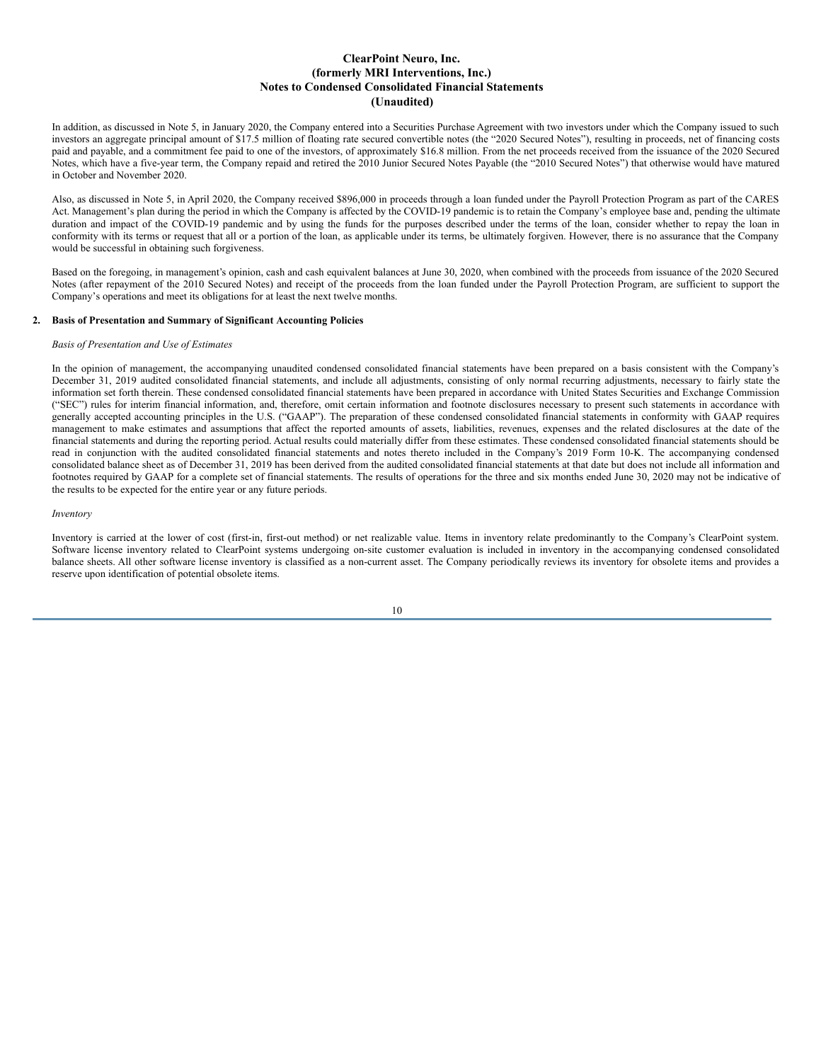In addition, as discussed in Note 5, in January 2020, the Company entered into a Securities Purchase Agreement with two investors under which the Company issued to such investors an aggregate principal amount of $17.5 million of floating rate secured convertible notes (the "2020 Secured Notes"), resulting in proceeds, net of financing costs paid and payable, and a commitment fee paid to one of the investors, of approximately $16.8 million. From the net proceeds received from the issuance of the 2020 Secured Notes, which have a five-year term, the Company repaid and retired the 2010 Junior Secured Notes Payable (the "2010 Secured Notes") that otherwise would have matured in October and November 2020.

Also, as discussed in Note 5, in April 2020, the Company received $896,000 in proceeds through a loan funded under the Payroll Protection Program as part of the CARES Act. Management's plan during the period in which the Company is affected by the COVID-19 pandemic is to retain the Company's employee base and, pending the ultimate duration and impact of the COVID-19 pandemic and by using the funds for the purposes described under the terms of the loan, consider whether to repay the loan in conformity with its terms or request that all or a portion of the loan, as applicable under its terms, be ultimately forgiven. However, there is no assurance that the Company would be successful in obtaining such forgiveness.

Based on the foregoing, in management's opinion, cash and cash equivalent balances at June 30, 2020, when combined with the proceeds from issuance of the 2020 Secured Notes (after repayment of the 2010 Secured Notes) and receipt of the proceeds from the loan funded under the Payroll Protection Program, are sufficient to support the Company's operations and meet its obligations for at least the next twelve months.

## 2. Basis of Presentation and Summary of Significant Accounting Policies

*Basis of Presentation and Use of Estimates*

In the opinion of management, the accompanying unaudited condensed consolidated financial statements have been prepared on a basis consistent with the Company's December 31, 2019 audited consolidated financial statements, and include all adjustments, consisting of only normal recurring adjustments, necessary to fairly state the information set forth therein. These condensed consolidated financial statements have been prepared in accordance with United States Securities and Exchange Commission ("SEC") rules for interim financial information, and, therefore, omit certain information and footnote disclosures necessary to present such statements in accordance with generally accepted accounting principles in the U.S. ("GAAP"). The preparation of these condensed consolidated financial statements in conformity with GAAP requires management to make estimates and assumptions that affect the reported amounts of assets, liabilities, revenues, expenses and the related disclosures at the date of the financial statements and during the reporting period. Actual results could materially differ from these estimates. These condensed consolidated financial statements should be read in conjunction with the audited consolidated financial statements and notes thereto included in the Company's 2019 Form 10-K. The accompanying condensed consolidated balance sheet as of December 31, 2019 has been derived from the audited consolidated financial statements at that date but does not include all information and footnotes required by GAAP for a complete set of financial statements. The results of operations for the three and six months ended June 30, 2020 may not be indicative of the results to be expected for the entire year or any future periods.

*Inventory*

Inventory is carried at the lower of cost (first-in, first-out method) or net realizable value. Items in inventory relate predominantly to the Company's ClearPoint system. Software license inventory related to ClearPoint systems undergoing on-site customer evaluation is included in inventory in the accompanying condensed consolidated balance sheets. All other software license inventory is classified as a non-current asset. The Company periodically reviews its inventory for obsolete items and provides a reserve upon identification of potential obsolete items.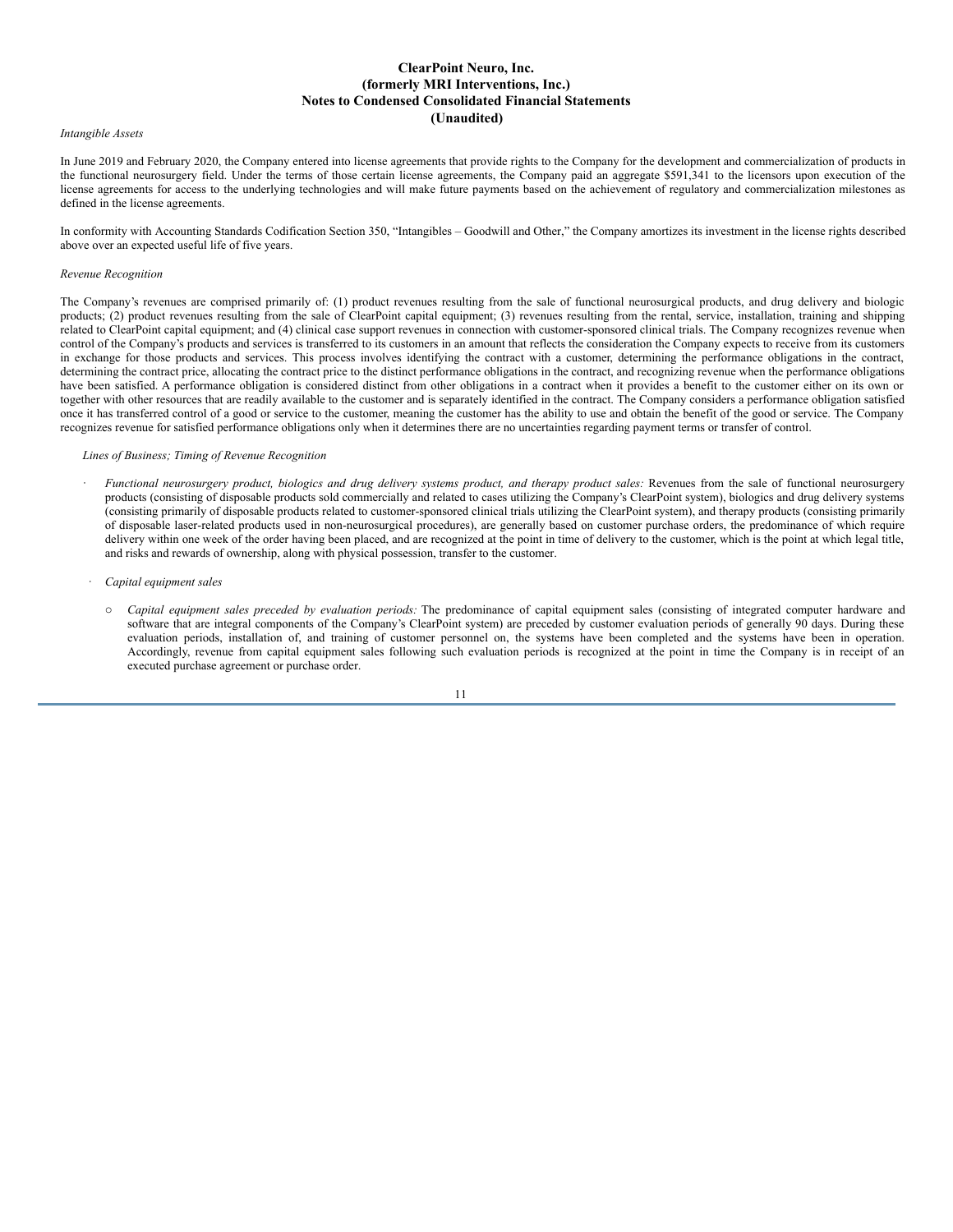**ClearPoint Neuro, Inc.**
**(formerly MRI Interventions, Inc.)**
**Notes to Condensed Consolidated Financial Statements**
**(Unaudited)**

*Intangible Assets*

In June 2019 and February 2020, the Company entered into license agreements that provide rights to the Company for the development and commercialization of products in the functional neurosurgery field. Under the terms of those certain license agreements, the Company paid an aggregate $591,341 to the licensors upon execution of the license agreements for access to the underlying technologies and will make future payments based on the achievement of regulatory and commercialization milestones as defined in the license agreements.

In conformity with Accounting Standards Codification Section 350, "Intangibles – Goodwill and Other," the Company amortizes its investment in the license rights described above over an expected useful life of five years.

*Revenue Recognition*

The Company's revenues are comprised primarily of: (1) product revenues resulting from the sale of functional neurosurgical products, and drug delivery and biologic products; (2) product revenues resulting from the sale of ClearPoint capital equipment; (3) revenues resulting from the rental, service, installation, training and shipping related to ClearPoint capital equipment; and (4) clinical case support revenues in connection with customer-sponsored clinical trials. The Company recognizes revenue when control of the Company's products and services is transferred to its customers in an amount that reflects the consideration the Company expects to receive from its customers in exchange for those products and services. This process involves identifying the contract with a customer, determining the performance obligations in the contract, determining the contract price, allocating the contract price to the distinct performance obligations in the contract, and recognizing revenue when the performance obligations have been satisfied. A performance obligation is considered distinct from other obligations in a contract when it provides a benefit to the customer either on its own or together with other resources that are readily available to the customer and is separately identified in the contract. The Company considers a performance obligation satisfied once it has transferred control of a good or service to the customer, meaning the customer has the ability to use and obtain the benefit of the good or service. The Company recognizes revenue for satisfied performance obligations only when it determines there are no uncertainties regarding payment terms or transfer of control.

*Lines of Business; Timing of Revenue Recognition*

- *Functional neurosurgery product, biologics and drug delivery systems product, and therapy product sales:* Revenues from the sale of functional neurosurgery products (consisting of disposable products sold commercially and related to cases utilizing the Company's ClearPoint system), biologics and drug delivery systems (consisting primarily of disposable products related to customer-sponsored clinical trials utilizing the ClearPoint system), and therapy products (consisting primarily of disposable laser-related products used in non-neurosurgical procedures), are generally based on customer purchase orders, the predominance of which require delivery within one week of the order having been placed, and are recognized at the point in time of delivery to the customer, which is the point at which legal title, and risks and rewards of ownership, along with physical possession, transfer to the customer.

- *Capital equipment sales*

  - *Capital equipment sales preceded by evaluation periods:* The predominance of capital equipment sales (consisting of integrated computer hardware and software that are integral components of the Company's ClearPoint system) are preceded by customer evaluation periods of generally 90 days. During these evaluation periods, installation of, and training of customer personnel on, the systems have been completed and the systems have been in operation. Accordingly, revenue from capital equipment sales following such evaluation periods is recognized at the point in time the Company is in receipt of an executed purchase agreement or purchase order.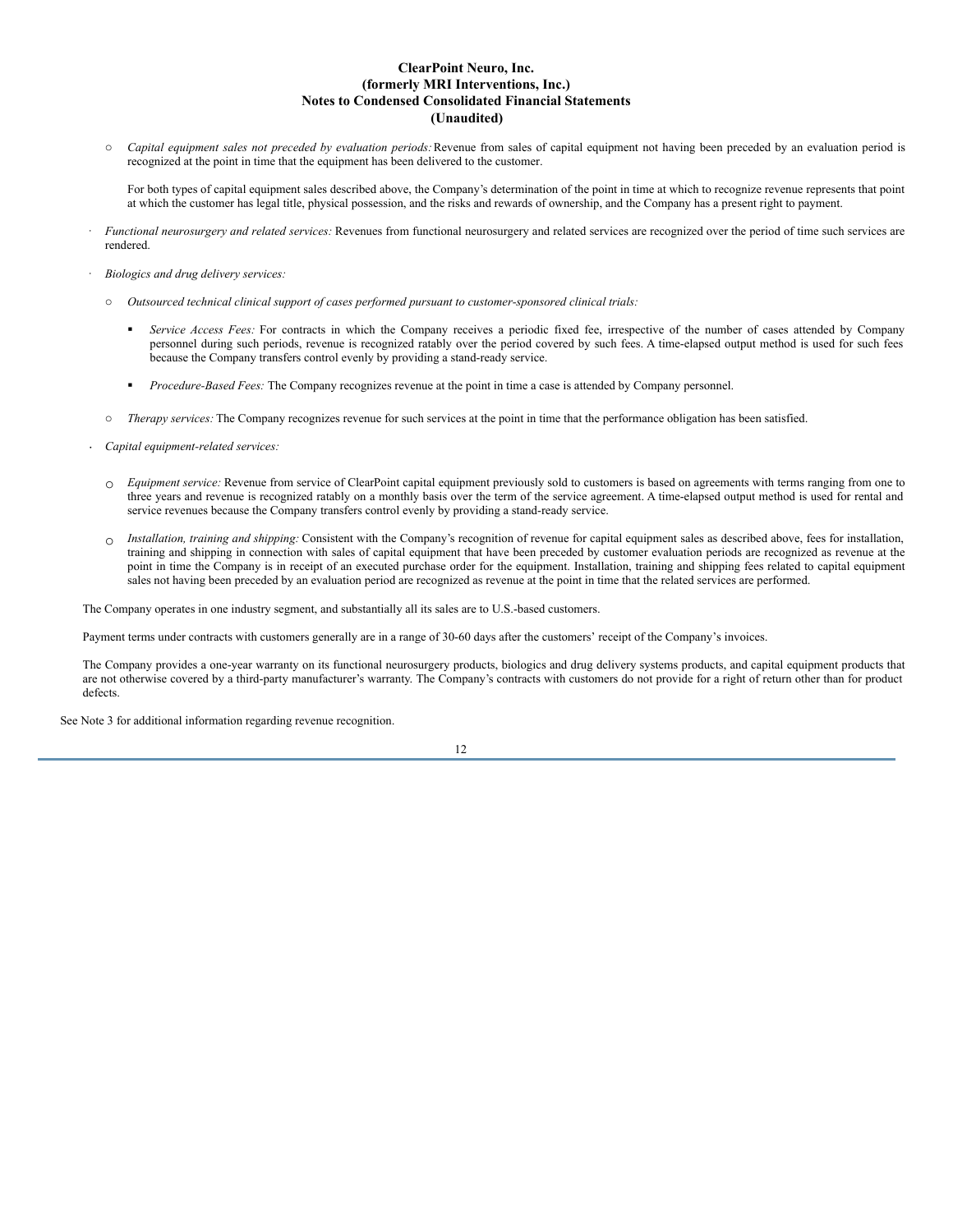- *Capital equipment sales not preceded by evaluation periods:* Revenue from sales of capital equipment not having been preceded by an evaluation period is recognized at the point in time that the equipment has been delivered to the customer.

  For both types of capital equipment sales described above, the Company's determination of the point in time at which to recognize revenue represents that point at which the customer has legal title, physical possession, and the risks and rewards of ownership, and the Company has a present right to payment.

- *Functional neurosurgery and related services:* Revenues from functional neurosurgery and related services are recognized over the period of time such services are rendered.

- *Biologics and drug delivery services:*

  - *Outsourced technical clinical support of cases performed pursuant to customer-sponsored clinical trials:*

    - *Service Access Fees:* For contracts in which the Company receives a periodic fixed fee, irrespective of the number of cases attended by Company personnel during such periods, revenue is recognized ratably over the period covered by such fees. A time-elapsed output method is used for such fees because the Company transfers control evenly by providing a stand-ready service.

    - *Procedure-Based Fees:* The Company recognizes revenue at the point in time a case is attended by Company personnel.

  - *Therapy services:* The Company recognizes revenue for such services at the point in time that the performance obligation has been satisfied.

- *Capital equipment-related services:*

  - *Equipment service:* Revenue from service of ClearPoint capital equipment previously sold to customers is based on agreements with terms ranging from one to three years and revenue is recognized ratably on a monthly basis over the term of the service agreement. A time-elapsed output method is used for rental and service revenues because the Company transfers control evenly by providing a stand-ready service.

  - *Installation, training and shipping:* Consistent with the Company's recognition of revenue for capital equipment sales as described above, fees for installation, training and shipping in connection with sales of capital equipment that have been preceded by customer evaluation periods are recognized as revenue at the point in time the Company is in receipt of an executed purchase order for the equipment. Installation, training and shipping fees related to capital equipment sales not having been preceded by an evaluation period are recognized as revenue at the point in time that the related services are performed.

The Company operates in one industry segment, and substantially all its sales are to U.S.-based customers.

Payment terms under contracts with customers generally are in a range of 30-60 days after the customers' receipt of the Company's invoices.

The Company provides a one-year warranty on its functional neurosurgery products, biologics and drug delivery systems products, and capital equipment products that are not otherwise covered by a third-party manufacturer's warranty. The Company's contracts with customers do not provide for a right of return other than for product defects.

See Note 3 for additional information regarding revenue recognition.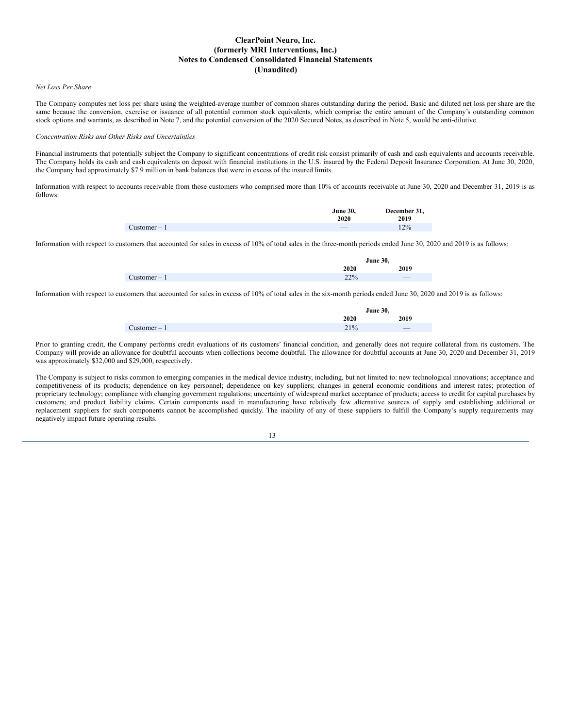# ClearPoint Neuro, Inc.
# (formerly MRI Interventions, Inc.)
# Notes to Condensed Consolidated Financial Statements
# (Unaudited)

*Net Loss Per Share*

The Company computes net loss per share using the weighted-average number of common shares outstanding during the period. Basic and diluted net loss per share are the same because the conversion, exercise or issuance of all potential common stock equivalents, which comprise the entire amount of the Company's outstanding common stock options and warrants, as described in Note 7, and the potential conversion of the 2020 Secured Notes, as described in Note 5, would be anti-dilutive.

*Concentration Risks and Other Risks and Uncertainties*

Financial instruments that potentially subject the Company to significant concentrations of credit risk consist primarily of cash and cash equivalents and accounts receivable. The Company holds its cash and cash equivalents on deposit with financial institutions in the U.S. insured by the Federal Deposit Insurance Corporation. At June 30, 2020, the Company had approximately $7.9 million in bank balances that were in excess of the insured limits.

Information with respect to accounts receivable from those customers who comprised more than 10% of accounts receivable at June 30, 2020 and December 31, 2019 is as follows:

| | June 30, 2020 | December 31, 2019 |
|---|---|---|
| Customer – 1 | — | 12% |

Information with respect to customers that accounted for sales in excess of 10% of total sales in the three-month periods ended June 30, 2020 and 2019 is as follows:

| | June 30, | |
|---|---|---|
| | 2020 | 2019 |
| Customer – 1 | 22% | — |

Information with respect to customers that accounted for sales in excess of 10% of total sales in the six-month periods ended June 30, 2020 and 2019 is as follows:

| | June 30, | |
|---|---|---|
| | 2020 | 2019 |
| Customer – 1 | 21% | — |

Prior to granting credit, the Company performs credit evaluations of its customers' financial condition, and generally does not require collateral from its customers. The Company will provide an allowance for doubtful accounts when collections become doubtful. The allowance for doubtful accounts at June 30, 2020 and December 31, 2019 was approximately $32,000 and $29,000, respectively.

The Company is subject to risks common to emerging companies in the medical device industry, including, but not limited to: new technological innovations; acceptance and competitiveness of its products; dependence on key personnel; dependence on key suppliers; changes in general economic conditions and interest rates; protection of proprietary technology; compliance with changing government regulations; uncertainty of widespread market acceptance of products; access to credit for capital purchases by customers; and product liability claims. Certain components used in manufacturing have relatively few alternative sources of supply and establishing additional or replacement suppliers for such components cannot be accomplished quickly. The inability of any of these suppliers to fulfill the Company's supply requirements may negatively impact future operating results.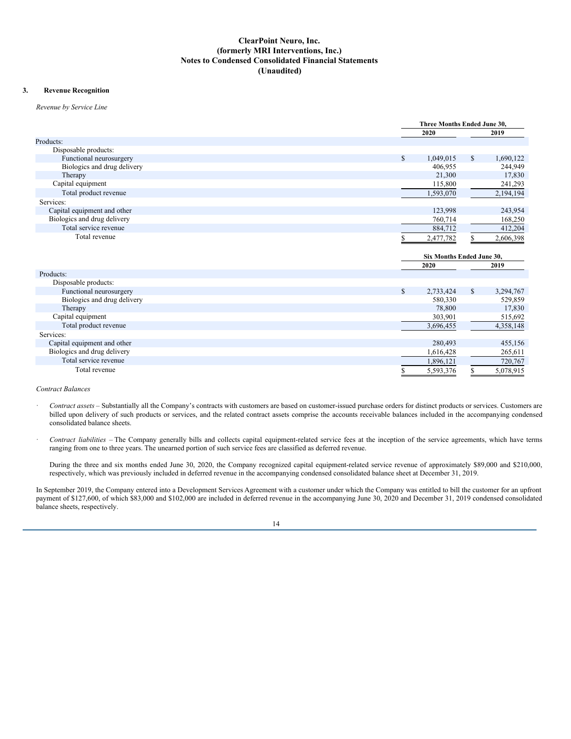**ClearPoint Neuro, Inc.**
**(formerly MRI Interventions, Inc.)**
**Notes to Condensed Consolidated Financial Statements**
**(Unaudited)**

## 3. Revenue Recognition

*Revenue by Service Line*

| | Three Months Ended June 30, | |
|---|---|---|
| | 2020 | 2019 |
| Products: | | |
| Disposable products: | | |
| Functional neurosurgery | $ 1,049,015 | $ 1,690,122 |
| Biologics and drug delivery | 406,955 | 244,949 |
| Therapy | 21,300 | 17,830 |
| Capital equipment | 115,800 | 241,293 |
| Total product revenue | 1,593,070 | 2,194,194 |
| Services: | | |
| Capital equipment and other | 123,998 | 243,954 |
| Biologics and drug delivery | 760,714 | 168,250 |
| Total service revenue | 884,712 | 412,204 |
| Total revenue | $ 2,477,782 | $ 2,606,398 |

| | Six Months Ended June 30, | |
|---|---|---|
| | 2020 | 2019 |
| Products: | | |
| Disposable products: | | |
| Functional neurosurgery | $ 2,733,424 | $ 3,294,767 |
| Biologics and drug delivery | 580,330 | 529,859 |
| Therapy | 78,800 | 17,830 |
| Capital equipment | 303,901 | 515,692 |
| Total product revenue | 3,696,455 | 4,358,148 |
| Services: | | |
| Capital equipment and other | 280,493 | 455,156 |
| Biologics and drug delivery | 1,616,428 | 265,611 |
| Total service revenue | 1,896,121 | 720,767 |
| Total revenue | $ 5,593,376 | $ 5,078,915 |

*Contract Balances*

- *Contract assets* – Substantially all the Company's contracts with customers are based on customer-issued purchase orders for distinct products or services. Customers are billed upon delivery of such products or services, and the related contract assets comprise the accounts receivable balances included in the accompanying condensed consolidated balance sheets.

- *Contract liabilities* – The Company generally bills and collects capital equipment-related service fees at the inception of the service agreements, which have terms ranging from one to three years. The unearned portion of such service fees are classified as deferred revenue.

  During the three and six months ended June 30, 2020, the Company recognized capital equipment-related service revenue of approximately $89,000 and $210,000, respectively, which was previously included in deferred revenue in the accompanying condensed consolidated balance sheet at December 31, 2019.

In September 2019, the Company entered into a Development Services Agreement with a customer under which the Company was entitled to bill the customer for an upfront payment of $127,600, of which $83,000 and $102,000 are included in deferred revenue in the accompanying June 30, 2020 and December 31, 2019 condensed consolidated balance sheets, respectively.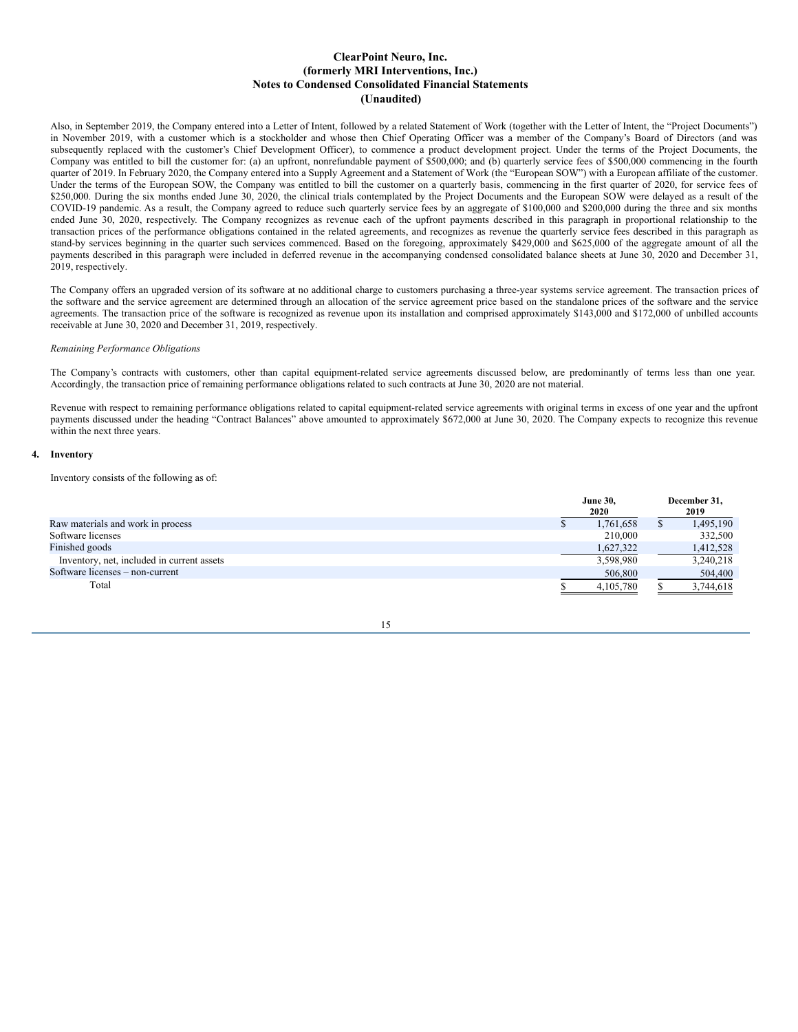Also, in September 2019, the Company entered into a Letter of Intent, followed by a related Statement of Work (together with the Letter of Intent, the "Project Documents") in November 2019, with a customer which is a stockholder and whose then Chief Operating Officer was a member of the Company's Board of Directors (and was subsequently replaced with the customer's Chief Development Officer), to commence a product development project. Under the terms of the Project Documents, the Company was entitled to bill the customer for: (a) an upfront, nonrefundable payment of $500,000; and (b) quarterly service fees of $500,000 commencing in the fourth quarter of 2019. In February 2020, the Company entered into a Supply Agreement and a Statement of Work (the "European SOW") with a European affiliate of the customer. Under the terms of the European SOW, the Company was entitled to bill the customer on a quarterly basis, commencing in the first quarter of 2020, for service fees of $250,000. During the six months ended June 30, 2020, the clinical trials contemplated by the Project Documents and the European SOW were delayed as a result of the COVID-19 pandemic. As a result, the Company agreed to reduce such quarterly service fees by an aggregate of $100,000 and $200,000 during the three and six months ended June 30, 2020, respectively. The Company recognizes as revenue each of the upfront payments described in this paragraph in proportional relationship to the transaction prices of the performance obligations contained in the related agreements, and recognizes as revenue the quarterly service fees described in this paragraph as stand-by services beginning in the quarter such services commenced. Based on the foregoing, approximately $429,000 and $625,000 of the aggregate amount of all the payments described in this paragraph were included in deferred revenue in the accompanying condensed consolidated balance sheets at June 30, 2020 and December 31, 2019, respectively.

The Company offers an upgraded version of its software at no additional charge to customers purchasing a three-year systems service agreement. The transaction prices of the software and the service agreement are determined through an allocation of the service agreement price based on the standalone prices of the software and the service agreements. The transaction price of the software is recognized as revenue upon its installation and comprised approximately $143,000 and $172,000 of unbilled accounts receivable at June 30, 2020 and December 31, 2019, respectively.

*Remaining Performance Obligations*

The Company's contracts with customers, other than capital equipment-related service agreements discussed below, are predominantly of terms less than one year. Accordingly, the transaction price of remaining performance obligations related to such contracts at June 30, 2020 are not material.

Revenue with respect to remaining performance obligations related to capital equipment-related service agreements with original terms in excess of one year and the upfront payments discussed under the heading "Contract Balances" above amounted to approximately $672,000 at June 30, 2020. The Company expects to recognize this revenue within the next three years.

## 4. Inventory

Inventory consists of the following as of:

| | June 30, 2020 | December 31, 2019 |
|---|---|---|
| Raw materials and work in process | $ 1,761,658 | $ 1,495,190 |
| Software licenses | 210,000 | 332,500 |
| Finished goods | 1,627,322 | 1,412,528 |
| Inventory, net, included in current assets | 3,598,980 | 3,240,218 |
| Software licenses – non-current | 506,800 | 504,400 |
| Total | $ 4,105,780 | $ 3,744,618 |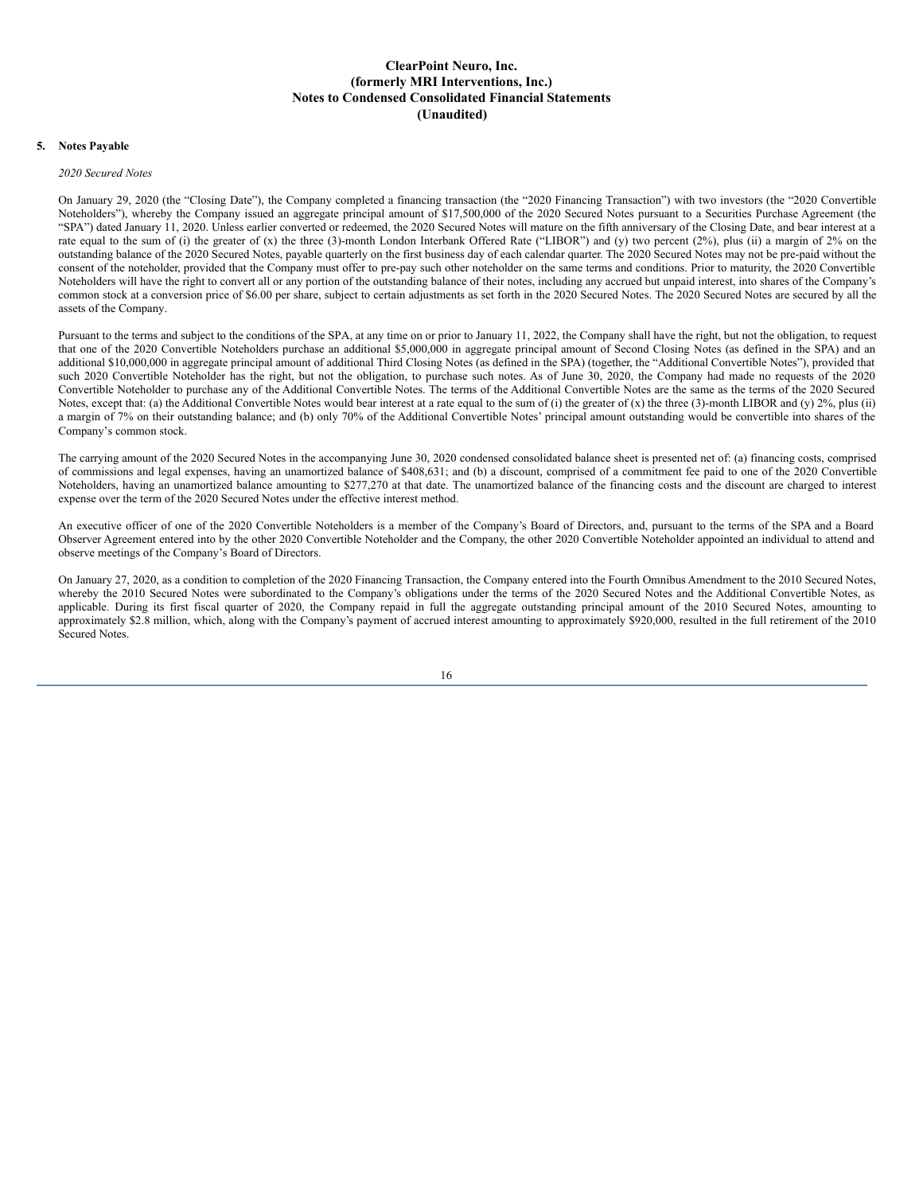## 5. Notes Payable

*2020 Secured Notes*

On January 29, 2020 (the "Closing Date"), the Company completed a financing transaction (the "2020 Financing Transaction") with two investors (the "2020 Convertible Noteholders"), whereby the Company issued an aggregate principal amount of $17,500,000 of the 2020 Secured Notes pursuant to a Securities Purchase Agreement (the "SPA") dated January 11, 2020. Unless earlier converted or redeemed, the 2020 Secured Notes will mature on the fifth anniversary of the Closing Date, and bear interest at a rate equal to the sum of (i) the greater of (x) the three (3)-month London Interbank Offered Rate ("LIBOR") and (y) two percent (2%), plus (ii) a margin of 2% on the outstanding balance of the 2020 Secured Notes, payable quarterly on the first business day of each calendar quarter. The 2020 Secured Notes may not be pre-paid without the consent of the noteholder, provided that the Company must offer to pre-pay such other noteholder on the same terms and conditions. Prior to maturity, the 2020 Convertible Noteholders will have the right to convert all or any portion of the outstanding balance of their notes, including any accrued but unpaid interest, into shares of the Company's common stock at a conversion price of $6.00 per share, subject to certain adjustments as set forth in the 2020 Secured Notes. The 2020 Secured Notes are secured by all the assets of the Company.

Pursuant to the terms and subject to the conditions of the SPA, at any time on or prior to January 11, 2022, the Company shall have the right, but not the obligation, to request that one of the 2020 Convertible Noteholders purchase an additional $5,000,000 in aggregate principal amount of Second Closing Notes (as defined in the SPA) and an additional $10,000,000 in aggregate principal amount of additional Third Closing Notes (as defined in the SPA) (together, the "Additional Convertible Notes"), provided that such 2020 Convertible Noteholder has the right, but not the obligation, to purchase such notes. As of June 30, 2020, the Company had made no requests of the 2020 Convertible Noteholder to purchase any of the Additional Convertible Notes. The terms of the Additional Convertible Notes are the same as the terms of the 2020 Secured Notes, except that: (a) the Additional Convertible Notes would bear interest at a rate equal to the sum of (i) the greater of (x) the three (3)-month LIBOR and (y) 2%, plus (ii) a margin of 7% on their outstanding balance; and (b) only 70% of the Additional Convertible Notes' principal amount outstanding would be convertible into shares of the Company's common stock.

The carrying amount of the 2020 Secured Notes in the accompanying June 30, 2020 condensed consolidated balance sheet is presented net of: (a) financing costs, comprised of commissions and legal expenses, having an unamortized balance of $408,631; and (b) a discount, comprised of a commitment fee paid to one of the 2020 Convertible Noteholders, having an unamortized balance amounting to $277,270 at that date. The unamortized balance of the financing costs and the discount are charged to interest expense over the term of the 2020 Secured Notes under the effective interest method.

An executive officer of one of the 2020 Convertible Noteholders is a member of the Company's Board of Directors, and, pursuant to the terms of the SPA and a Board Observer Agreement entered into by the other 2020 Convertible Noteholder and the Company, the other 2020 Convertible Noteholder appointed an individual to attend and observe meetings of the Company's Board of Directors.

On January 27, 2020, as a condition to completion of the 2020 Financing Transaction, the Company entered into the Fourth Omnibus Amendment to the 2010 Secured Notes, whereby the 2010 Secured Notes were subordinated to the Company's obligations under the terms of the 2020 Secured Notes and the Additional Convertible Notes, as applicable. During its first fiscal quarter of 2020, the Company repaid in full the aggregate outstanding principal amount of the 2010 Secured Notes, amounting to approximately $2.8 million, which, along with the Company's payment of accrued interest amounting to approximately $920,000, resulted in the full retirement of the 2010 Secured Notes.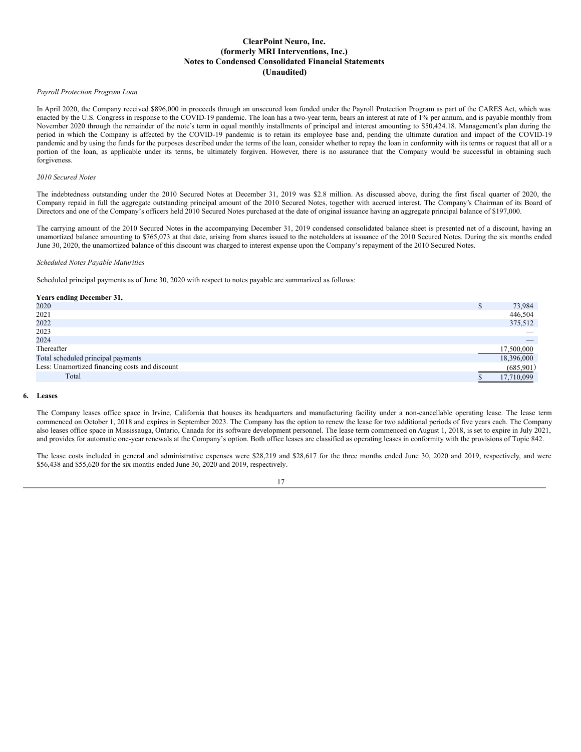### ClearPoint Neuro, Inc.
### (formerly MRI Interventions, Inc.)
### Notes to Condensed Consolidated Financial Statements
### (Unaudited)

*Payroll Protection Program Loan*

In April 2020, the Company received $896,000 in proceeds through an unsecured loan funded under the Payroll Protection Program as part of the CARES Act, which was enacted by the U.S. Congress in response to the COVID-19 pandemic. The loan has a two-year term, bears an interest at rate of 1% per annum, and is payable monthly from November 2020 through the remainder of the note's term in equal monthly installments of principal and interest amounting to $50,424.18. Management's plan during the period in which the Company is affected by the COVID-19 pandemic is to retain its employee base and, pending the ultimate duration and impact of the COVID-19 pandemic and by using the funds for the purposes described under the terms of the loan, consider whether to repay the loan in conformity with its terms or request that all or a portion of the loan, as applicable under its terms, be ultimately forgiven. However, there is no assurance that the Company would be successful in obtaining such forgiveness.

*2010 Secured Notes*

The indebtedness outstanding under the 2010 Secured Notes at December 31, 2019 was $2.8 million. As discussed above, during the first fiscal quarter of 2020, the Company repaid in full the aggregate outstanding principal amount of the 2010 Secured Notes, together with accrued interest. The Company's Chairman of its Board of Directors and one of the Company's officers held 2010 Secured Notes purchased at the date of original issuance having an aggregate principal balance of $197,000.

The carrying amount of the 2010 Secured Notes in the accompanying December 31, 2019 condensed consolidated balance sheet is presented net of a discount, having an unamortized balance amounting to $765,073 at that date, arising from shares issued to the noteholders at issuance of the 2010 Secured Notes. During the six months ended June 30, 2020, the unamortized balance of this discount was charged to interest expense upon the Company's repayment of the 2010 Secured Notes.

*Scheduled Notes Payable Maturities*

Scheduled principal payments as of June 30, 2020 with respect to notes payable are summarized as follows:

| **Years ending December 31,** | |
|---|---|
| 2020 | $ 73,984 |
| 2021 | 446,504 |
| 2022 | 375,512 |
| 2023 | — |
| 2024 | — |
| Thereafter | 17,500,000 |
| Total scheduled principal payments | 18,396,000 |
| Less: Unamortized financing costs and discount | (685,901) |
| Total | $ 17,710,099 |

## 6. Leases

The Company leases office space in Irvine, California that houses its headquarters and manufacturing facility under a non-cancellable operating lease. The lease term commenced on October 1, 2018 and expires in September 2023. The Company has the option to renew the lease for two additional periods of five years each. The Company also leases office space in Mississauga, Ontario, Canada for its software development personnel. The lease term commenced on August 1, 2018, is set to expire in July 2021, and provides for automatic one-year renewals at the Company's option. Both office leases are classified as operating leases in conformity with the provisions of Topic 842.

The lease costs included in general and administrative expenses were $28,219 and $28,617 for the three months ended June 30, 2020 and 2019, respectively, and were $56,438 and $55,620 for the six months ended June 30, 2020 and 2019, respectively.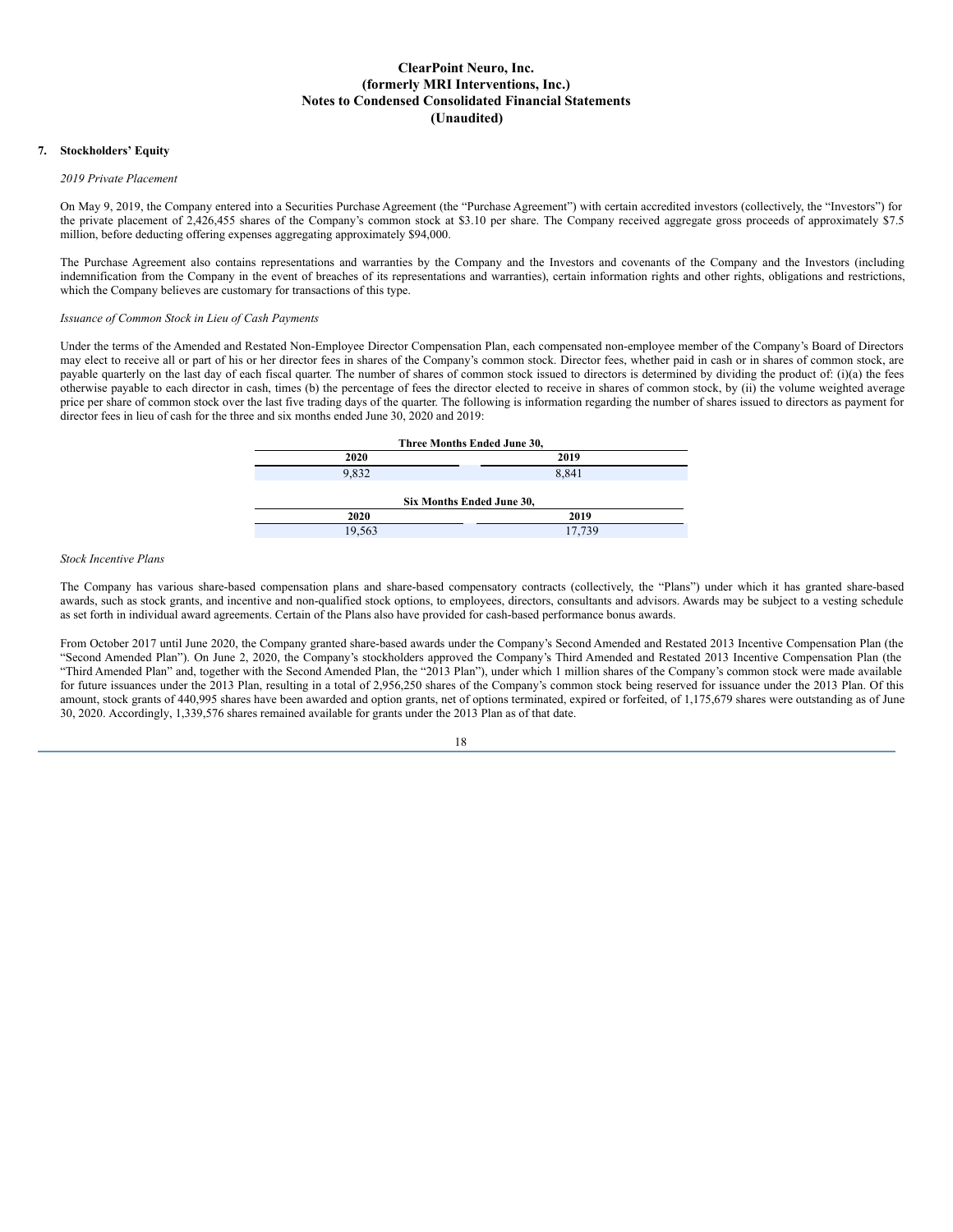**ClearPoint Neuro, Inc.**
**(formerly MRI Interventions, Inc.)**
**Notes to Condensed Consolidated Financial Statements**
**(Unaudited)**

## 7. Stockholders' Equity

*2019 Private Placement*

On May 9, 2019, the Company entered into a Securities Purchase Agreement (the "Purchase Agreement") with certain accredited investors (collectively, the "Investors") for the private placement of 2,426,455 shares of the Company's common stock at $3.10 per share. The Company received aggregate gross proceeds of approximately $7.5 million, before deducting offering expenses aggregating approximately $94,000.

The Purchase Agreement also contains representations and warranties by the Company and the Investors and covenants of the Company and the Investors (including indemnification from the Company in the event of breaches of its representations and warranties), certain information rights and other rights, obligations and restrictions, which the Company believes are customary for transactions of this type.

*Issuance of Common Stock in Lieu of Cash Payments*

Under the terms of the Amended and Restated Non-Employee Director Compensation Plan, each compensated non-employee member of the Company's Board of Directors may elect to receive all or part of his or her director fees in shares of the Company's common stock. Director fees, whether paid in cash or in shares of common stock, are payable quarterly on the last day of each fiscal quarter. The number of shares of common stock issued to directors is determined by dividing the product of: (i)(a) the fees otherwise payable to each director in cash, times (b) the percentage of fees the director elected to receive in shares of common stock, by (ii) the volume weighted average price per share of common stock over the last five trading days of the quarter. The following is information regarding the number of shares issued to directors as payment for director fees in lieu of cash for the three and six months ended June 30, 2020 and 2019:

| Three Months Ended June 30, | |
|---|---|
| 2020 | 2019 |
| 9,832 | 8,841 |

| Six Months Ended June 30, | |
|---|---|
| 2020 | 2019 |
| 19,563 | 17,739 |

*Stock Incentive Plans*

The Company has various share-based compensation plans and share-based compensatory contracts (collectively, the "Plans") under which it has granted share-based awards, such as stock grants, and incentive and non-qualified stock options, to employees, directors, consultants and advisors. Awards may be subject to a vesting schedule as set forth in individual award agreements. Certain of the Plans also have provided for cash-based performance bonus awards.

From October 2017 until June 2020, the Company granted share-based awards under the Company's Second Amended and Restated 2013 Incentive Compensation Plan (the "Second Amended Plan"). On June 2, 2020, the Company's stockholders approved the Company's Third Amended and Restated 2013 Incentive Compensation Plan (the "Third Amended Plan" and, together with the Second Amended Plan, the "2013 Plan"), under which 1 million shares of the Company's common stock were made available for future issuances under the 2013 Plan, resulting in a total of 2,956,250 shares of the Company's common stock being reserved for issuance under the 2013 Plan. Of this amount, stock grants of 440,995 shares have been awarded and option grants, net of options terminated, expired or forfeited, of 1,175,679 shares were outstanding as of June 30, 2020. Accordingly, 1,339,576 shares remained available for grants under the 2013 Plan as of that date.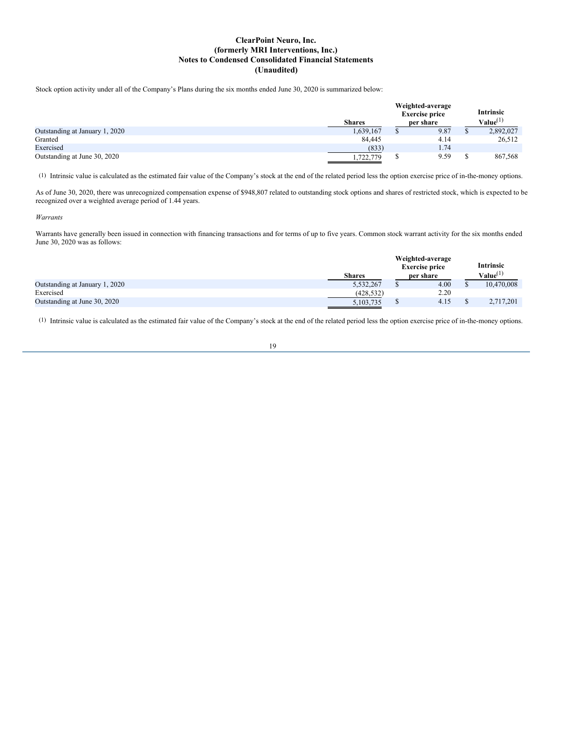**ClearPoint Neuro, Inc.**
**(formerly MRI Interventions, Inc.)**
**Notes to Condensed Consolidated Financial Statements**
**(Unaudited)**

Stock option activity under all of the Company's Plans during the six months ended June 30, 2020 is summarized below:

| | Shares | Weighted-average Exercise price per share | Intrinsic Value[(1)] |
|---|---|---|---|
| Outstanding at January 1, 2020 | 1,639,167 | $ 9.87 | $ 2,892,027 |
| Granted | 84,445 | 4.14 | 26,512 |
| Exercised | (833) | 1.74 | |
| Outstanding at June 30, 2020 | 1,722,779 | $ 9.59 | $ 867,568 |

(1) Intrinsic value is calculated as the estimated fair value of the Company's stock at the end of the related period less the option exercise price of in-the-money options.

As of June 30, 2020, there was unrecognized compensation expense of $948,807 related to outstanding stock options and shares of restricted stock, which is expected to be recognized over a weighted average period of 1.44 years.

*Warrants*

Warrants have generally been issued in connection with financing transactions and for terms of up to five years. Common stock warrant activity for the six months ended June 30, 2020 was as follows:

| | Shares | Weighted-average Exercise price per share | Intrinsic Value[(1)] |
|---|---|---|---|
| Outstanding at January 1, 2020 | 5,532,267 | $ 4.00 | $ 10,470,008 |
| Exercised | (428,532) | 2.20 | |
| Outstanding at June 30, 2020 | 5,103,735 | $ 4.15 | $ 2,717,201 |

(1) Intrinsic value is calculated as the estimated fair value of the Company's stock at the end of the related period less the option exercise price of in-the-money options.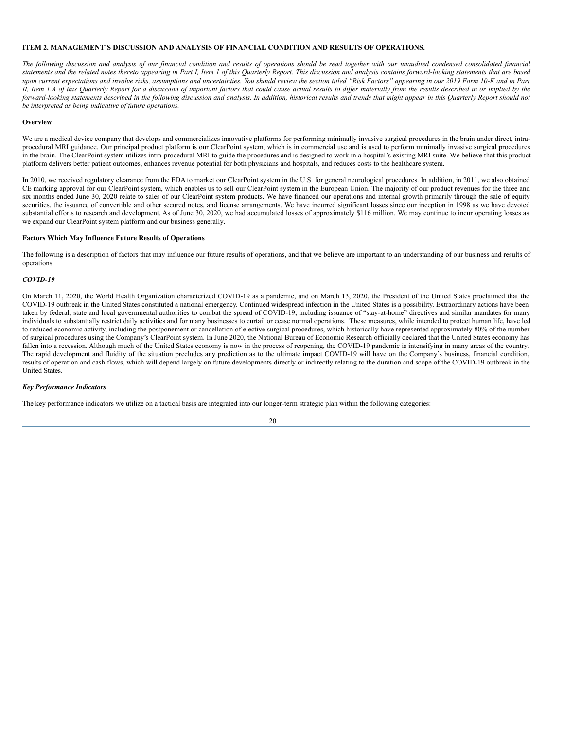## ITEM 2. MANAGEMENT'S DISCUSSION AND ANALYSIS OF FINANCIAL CONDITION AND RESULTS OF OPERATIONS.

*The following discussion and analysis of our financial condition and results of operations should be read together with our unaudited condensed consolidated financial statements and the related notes thereto appearing in Part I, Item 1 of this Quarterly Report. This discussion and analysis contains forward-looking statements that are based upon current expectations and involve risks, assumptions and uncertainties. You should review the section titled "Risk Factors" appearing in our 2019 Form 10-K and in Part II, Item 1.A of this Quarterly Report for a discussion of important factors that could cause actual results to differ materially from the results described in or implied by the forward-looking statements described in the following discussion and analysis. In addition, historical results and trends that might appear in this Quarterly Report should not be interpreted as being indicative of future operations.*

### Overview

We are a medical device company that develops and commercializes innovative platforms for performing minimally invasive surgical procedures in the brain under direct, intra-procedural MRI guidance. Our principal product platform is our ClearPoint system, which is in commercial use and is used to perform minimally invasive surgical procedures in the brain. The ClearPoint system utilizes intra-procedural MRI to guide the procedures and is designed to work in a hospital's existing MRI suite. We believe that this product platform delivers better patient outcomes, enhances revenue potential for both physicians and hospitals, and reduces costs to the healthcare system.

In 2010, we received regulatory clearance from the FDA to market our ClearPoint system in the U.S. for general neurological procedures. In addition, in 2011, we also obtained CE marking approval for our ClearPoint system, which enables us to sell our ClearPoint system in the European Union. The majority of our product revenues for the three and six months ended June 30, 2020 relate to sales of our ClearPoint system products. We have financed our operations and internal growth primarily through the sale of equity securities, the issuance of convertible and other secured notes, and license arrangements. We have incurred significant losses since our inception in 1998 as we have devoted substantial efforts to research and development. As of June 30, 2020, we had accumulated losses of approximately $116 million. We may continue to incur operating losses as we expand our ClearPoint system platform and our business generally.

### Factors Which May Influence Future Results of Operations

The following is a description of factors that may influence our future results of operations, and that we believe are important to an understanding of our business and results of operations.

#### *COVID-19*

On March 11, 2020, the World Health Organization characterized COVID-19 as a pandemic, and on March 13, 2020, the President of the United States proclaimed that the COVID-19 outbreak in the United States constituted a national emergency. Continued widespread infection in the United States is a possibility. Extraordinary actions have been taken by federal, state and local governmental authorities to combat the spread of COVID-19, including issuance of "stay-at-home" directives and similar mandates for many individuals to substantially restrict daily activities and for many businesses to curtail or cease normal operations. These measures, while intended to protect human life, have led to reduced economic activity, including the postponement or cancellation of elective surgical procedures, which historically have represented approximately 80% of the number of surgical procedures using the Company's ClearPoint system. In June 2020, the National Bureau of Economic Research officially declared that the United States economy has fallen into a recession. Although much of the United States economy is now in the process of reopening, the COVID-19 pandemic is intensifying in many areas of the country. The rapid development and fluidity of the situation precludes any prediction as to the ultimate impact COVID-19 will have on the Company's business, financial condition, results of operation and cash flows, which will depend largely on future developments directly or indirectly relating to the duration and scope of the COVID-19 outbreak in the United States.

#### *Key Performance Indicators*

The key performance indicators we utilize on a tactical basis are integrated into our longer-term strategic plan within the following categories: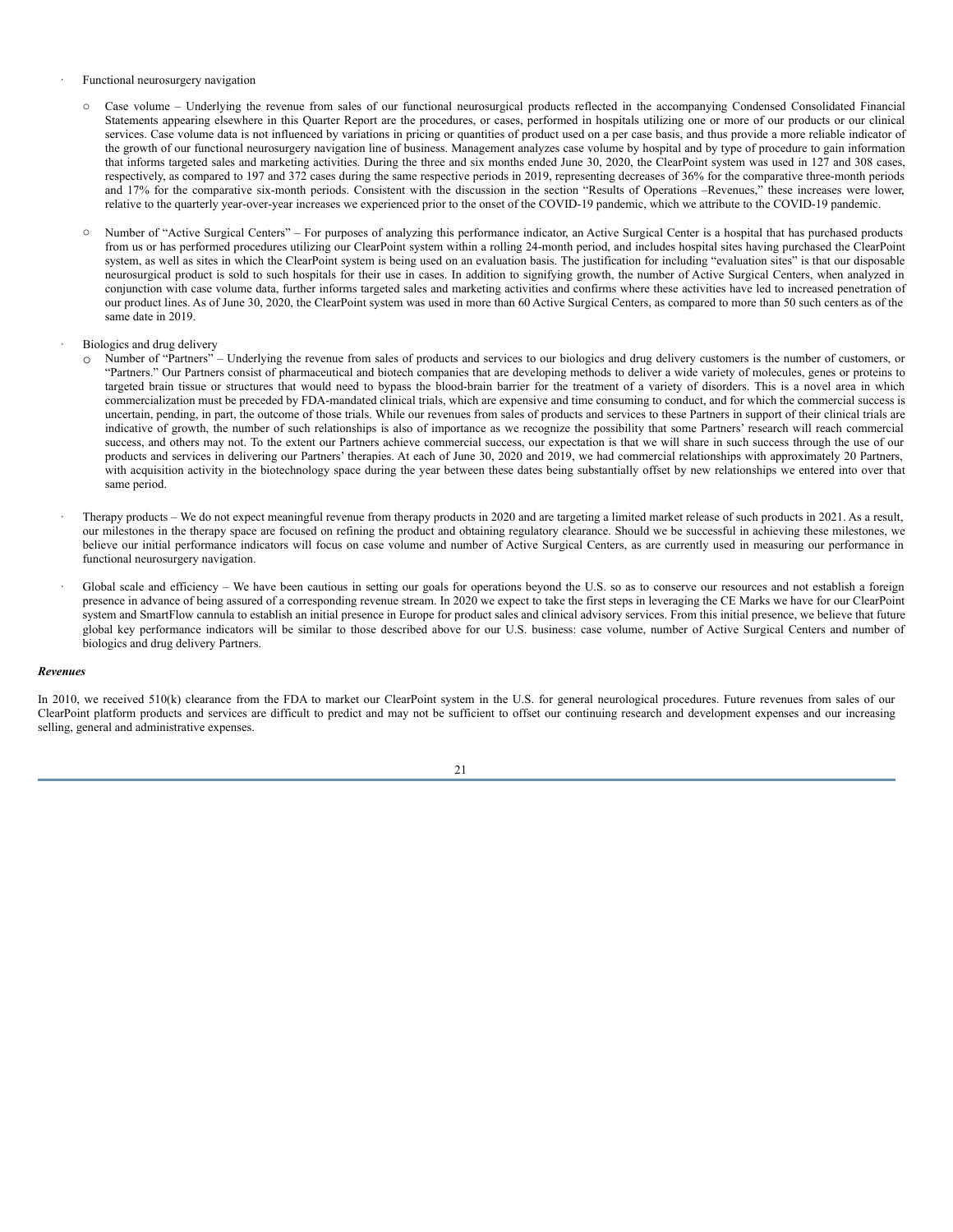- Functional neurosurgery navigation

  - Case volume – Underlying the revenue from sales of our functional neurosurgical products reflected in the accompanying Condensed Consolidated Financial Statements appearing elsewhere in this Quarter Report are the procedures, or cases, performed in hospitals utilizing one or more of our products or our clinical services. Case volume data is not influenced by variations in pricing or quantities of product used on a per case basis, and thus provide a more reliable indicator of the growth of our functional neurosurgery navigation line of business. Management analyzes case volume by hospital and by type of procedure to gain information that informs targeted sales and marketing activities. During the three and six months ended June 30, 2020, the ClearPoint system was used in 127 and 308 cases, respectively, as compared to 197 and 372 cases during the same respective periods in 2019, representing decreases of 36% for the comparative three-month periods and 17% for the comparative six-month periods. Consistent with the discussion in the section "Results of Operations –Revenues," these increases were lower, relative to the quarterly year-over-year increases we experienced prior to the onset of the COVID-19 pandemic, which we attribute to the COVID-19 pandemic.

  - Number of "Active Surgical Centers" – For purposes of analyzing this performance indicator, an Active Surgical Center is a hospital that has purchased products from us or has performed procedures utilizing our ClearPoint system within a rolling 24-month period, and includes hospital sites having purchased the ClearPoint system, as well as sites in which the ClearPoint system is being used on an evaluation basis. The justification for including "evaluation sites" is that our disposable neurosurgical product is sold to such hospitals for their use in cases. In addition to signifying growth, the number of Active Surgical Centers, when analyzed in conjunction with case volume data, further informs targeted sales and marketing activities and confirms where these activities have led to increased penetration of our product lines. As of June 30, 2020, the ClearPoint system was used in more than 60 Active Surgical Centers, as compared to more than 50 such centers as of the same date in 2019.

- Biologics and drug delivery
  - Number of "Partners" – Underlying the revenue from sales of products and services to our biologics and drug delivery customers is the number of customers, or "Partners." Our Partners consist of pharmaceutical and biotech companies that are developing methods to deliver a wide variety of molecules, genes or proteins to targeted brain tissue or structures that would need to bypass the blood-brain barrier for the treatment of a variety of disorders. This is a novel area in which commercialization must be preceded by FDA-mandated clinical trials, which are expensive and time consuming to conduct, and for which the commercial success is uncertain, pending, in part, the outcome of those trials. While our revenues from sales of products and services to these Partners in support of their clinical trials are indicative of growth, the number of such relationships is also of importance as we recognize the possibility that some Partners' research will reach commercial success, and others may not. To the extent our Partners achieve commercial success, our expectation is that we will share in such success through the use of our products and services in delivering our Partners' therapies. At each of June 30, 2020 and 2019, we had commercial relationships with approximately 20 Partners, with acquisition activity in the biotechnology space during the year between these dates being substantially offset by new relationships we entered into over that same period.

- Therapy products – We do not expect meaningful revenue from therapy products in 2020 and are targeting a limited market release of such products in 2021. As a result, our milestones in the therapy space are focused on refining the product and obtaining regulatory clearance. Should we be successful in achieving these milestones, we believe our initial performance indicators will focus on case volume and number of Active Surgical Centers, as are currently used in measuring our performance in functional neurosurgery navigation.

- Global scale and efficiency – We have been cautious in setting our goals for operations beyond the U.S. so as to conserve our resources and not establish a foreign presence in advance of being assured of a corresponding revenue stream. In 2020 we expect to take the first steps in leveraging the CE Marks we have for our ClearPoint system and SmartFlow cannula to establish an initial presence in Europe for product sales and clinical advisory services. From this initial presence, we believe that future global key performance indicators will be similar to those described above for our U.S. business: case volume, number of Active Surgical Centers and number of biologics and drug delivery Partners.

***Revenues***

In 2010, we received 510(k) clearance from the FDA to market our ClearPoint system in the U.S. for general neurological procedures. Future revenues from sales of our ClearPoint platform products and services are difficult to predict and may not be sufficient to offset our continuing research and development expenses and our increasing selling, general and administrative expenses.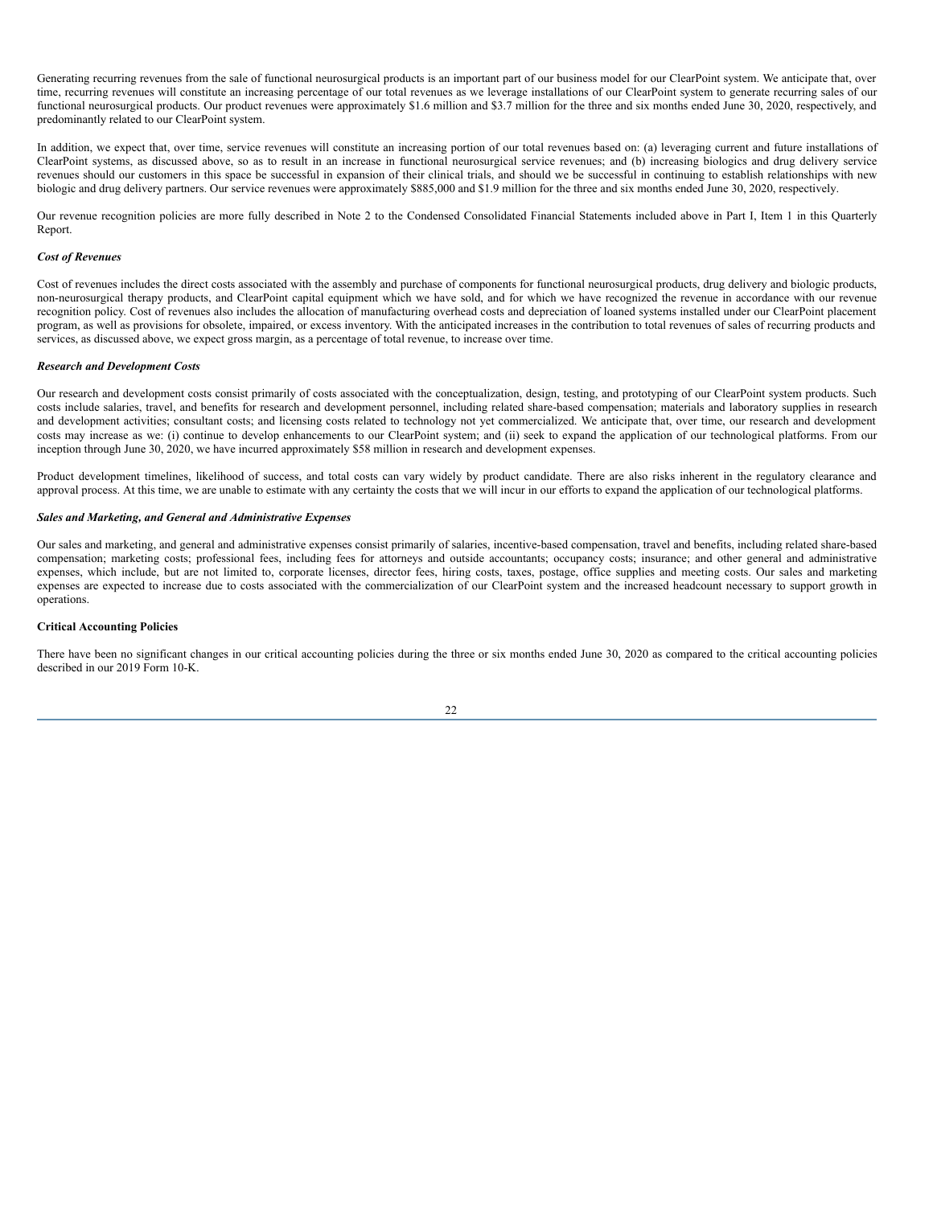Generating recurring revenues from the sale of functional neurosurgical products is an important part of our business model for our ClearPoint system. We anticipate that, over time, recurring revenues will constitute an increasing percentage of our total revenues as we leverage installations of our ClearPoint system to generate recurring sales of our functional neurosurgical products. Our product revenues were approximately $1.6 million and $3.7 million for the three and six months ended June 30, 2020, respectively, and predominantly related to our ClearPoint system.

In addition, we expect that, over time, service revenues will constitute an increasing portion of our total revenues based on: (a) leveraging current and future installations of ClearPoint systems, as discussed above, so as to result in an increase in functional neurosurgical service revenues; and (b) increasing biologics and drug delivery service revenues should our customers in this space be successful in expansion of their clinical trials, and should we be successful in continuing to establish relationships with new biologic and drug delivery partners. Our service revenues were approximately $885,000 and $1.9 million for the three and six months ended June 30, 2020, respectively.

Our revenue recognition policies are more fully described in Note 2 to the Condensed Consolidated Financial Statements included above in Part I, Item 1 in this Quarterly Report.

***Cost of Revenues***

Cost of revenues includes the direct costs associated with the assembly and purchase of components for functional neurosurgical products, drug delivery and biologic products, non-neurosurgical therapy products, and ClearPoint capital equipment which we have sold, and for which we have recognized the revenue in accordance with our revenue recognition policy. Cost of revenues also includes the allocation of manufacturing overhead costs and depreciation of loaned systems installed under our ClearPoint placement program, as well as provisions for obsolete, impaired, or excess inventory. With the anticipated increases in the contribution to total revenues of sales of recurring products and services, as discussed above, we expect gross margin, as a percentage of total revenue, to increase over time.

***Research and Development Costs***

Our research and development costs consist primarily of costs associated with the conceptualization, design, testing, and prototyping of our ClearPoint system products. Such costs include salaries, travel, and benefits for research and development personnel, including related share-based compensation; materials and laboratory supplies in research and development activities; consultant costs; and licensing costs related to technology not yet commercialized. We anticipate that, over time, our research and development costs may increase as we: (i) continue to develop enhancements to our ClearPoint system; and (ii) seek to expand the application of our technological platforms. From our inception through June 30, 2020, we have incurred approximately $58 million in research and development expenses.

Product development timelines, likelihood of success, and total costs can vary widely by product candidate. There are also risks inherent in the regulatory clearance and approval process. At this time, we are unable to estimate with any certainty the costs that we will incur in our efforts to expand the application of our technological platforms.

***Sales and Marketing, and General and Administrative Expenses***

Our sales and marketing, and general and administrative expenses consist primarily of salaries, incentive-based compensation, travel and benefits, including related share-based compensation; marketing costs; professional fees, including fees for attorneys and outside accountants; occupancy costs; insurance; and other general and administrative expenses, which include, but are not limited to, corporate licenses, director fees, hiring costs, taxes, postage, office supplies and meeting costs. Our sales and marketing expenses are expected to increase due to costs associated with the commercialization of our ClearPoint system and the increased headcount necessary to support growth in operations.

**Critical Accounting Policies**

There have been no significant changes in our critical accounting policies during the three or six months ended June 30, 2020 as compared to the critical accounting policies described in our 2019 Form 10-K.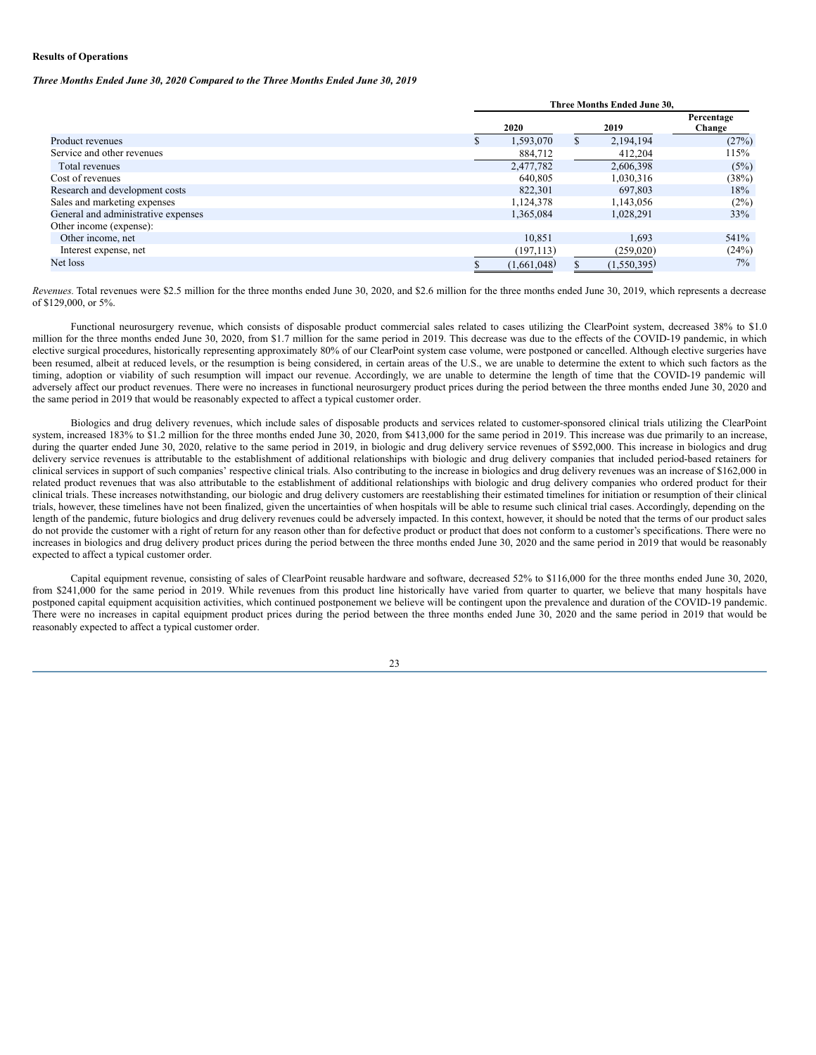**Results of Operations**

***Three Months Ended June 30, 2020 Compared to the Three Months Ended June 30, 2019***

| | Three Months Ended June 30, | | |
|---|---|---|---|
| | 2020 | 2019 | Percentage Change |
| Product revenues | $ 1,593,070 | $ 2,194,194 | (27%) |
| Service and other revenues | 884,712 | 412,204 | 115% |
| Total revenues | 2,477,782 | 2,606,398 | (5%) |
| Cost of revenues | 640,805 | 1,030,316 | (38%) |
| Research and development costs | 822,301 | 697,803 | 18% |
| Sales and marketing expenses | 1,124,378 | 1,143,056 | (2%) |
| General and administrative expenses | 1,365,084 | 1,028,291 | 33% |
| Other income (expense): | | | |
| Other income, net | 10,851 | 1,693 | 541% |
| Interest expense, net | (197,113) | (259,020) | (24%) |
| Net loss | $ (1,661,048) | $ (1,550,395) | 7% |

*Revenues.* Total revenues were $2.5 million for the three months ended June 30, 2020, and $2.6 million for the three months ended June 30, 2019, which represents a decrease of $129,000, or 5%.

Functional neurosurgery revenue, which consists of disposable product commercial sales related to cases utilizing the ClearPoint system, decreased 38% to $1.0 million for the three months ended June 30, 2020, from $1.7 million for the same period in 2019. This decrease was due to the effects of the COVID-19 pandemic, in which elective surgical procedures, historically representing approximately 80% of our ClearPoint system case volume, were postponed or cancelled. Although elective surgeries have been resumed, albeit at reduced levels, or the resumption is being considered, in certain areas of the U.S., we are unable to determine the extent to which such factors as the timing, adoption or viability of such resumption will impact our revenue. Accordingly, we are unable to determine the length of time that the COVID-19 pandemic will adversely affect our product revenues. There were no increases in functional neurosurgery product prices during the period between the three months ended June 30, 2020 and the same period in 2019 that would be reasonably expected to affect a typical customer order.

Biologics and drug delivery revenues, which include sales of disposable products and services related to customer-sponsored clinical trials utilizing the ClearPoint system, increased 183% to $1.2 million for the three months ended June 30, 2020, from $413,000 for the same period in 2019. This increase was due primarily to an increase, during the quarter ended June 30, 2020, relative to the same period in 2019, in biologic and drug delivery service revenues of $592,000. This increase in biologics and drug delivery service revenues is attributable to the establishment of additional relationships with biologic and drug delivery companies that included period-based retainers for clinical services in support of such companies' respective clinical trials. Also contributing to the increase in biologics and drug delivery revenues was an increase of $162,000 in related product revenues that was also attributable to the establishment of additional relationships with biologic and drug delivery companies who ordered product for their clinical trials. These increases notwithstanding, our biologic and drug delivery customers are reestablishing their estimated timelines for initiation or resumption of their clinical trials, however, these timelines have not been finalized, given the uncertainties of when hospitals will be able to resume such clinical trial cases. Accordingly, depending on the length of the pandemic, future biologics and drug delivery revenues could be adversely impacted. In this context, however, it should be noted that the terms of our product sales do not provide the customer with a right of return for any reason other than for defective product or product that does not conform to a customer's specifications. There were no increases in biologics and drug delivery product prices during the period between the three months ended June 30, 2020 and the same period in 2019 that would be reasonably expected to affect a typical customer order.

Capital equipment revenue, consisting of sales of ClearPoint reusable hardware and software, decreased 52% to $116,000 for the three months ended June 30, 2020, from $241,000 for the same period in 2019. While revenues from this product line historically have varied from quarter to quarter, we believe that many hospitals have postponed capital equipment acquisition activities, which continued postponement we believe will be contingent upon the prevalence and duration of the COVID-19 pandemic. There were no increases in capital equipment product prices during the period between the three months ended June 30, 2020 and the same period in 2019 that would be reasonably expected to affect a typical customer order.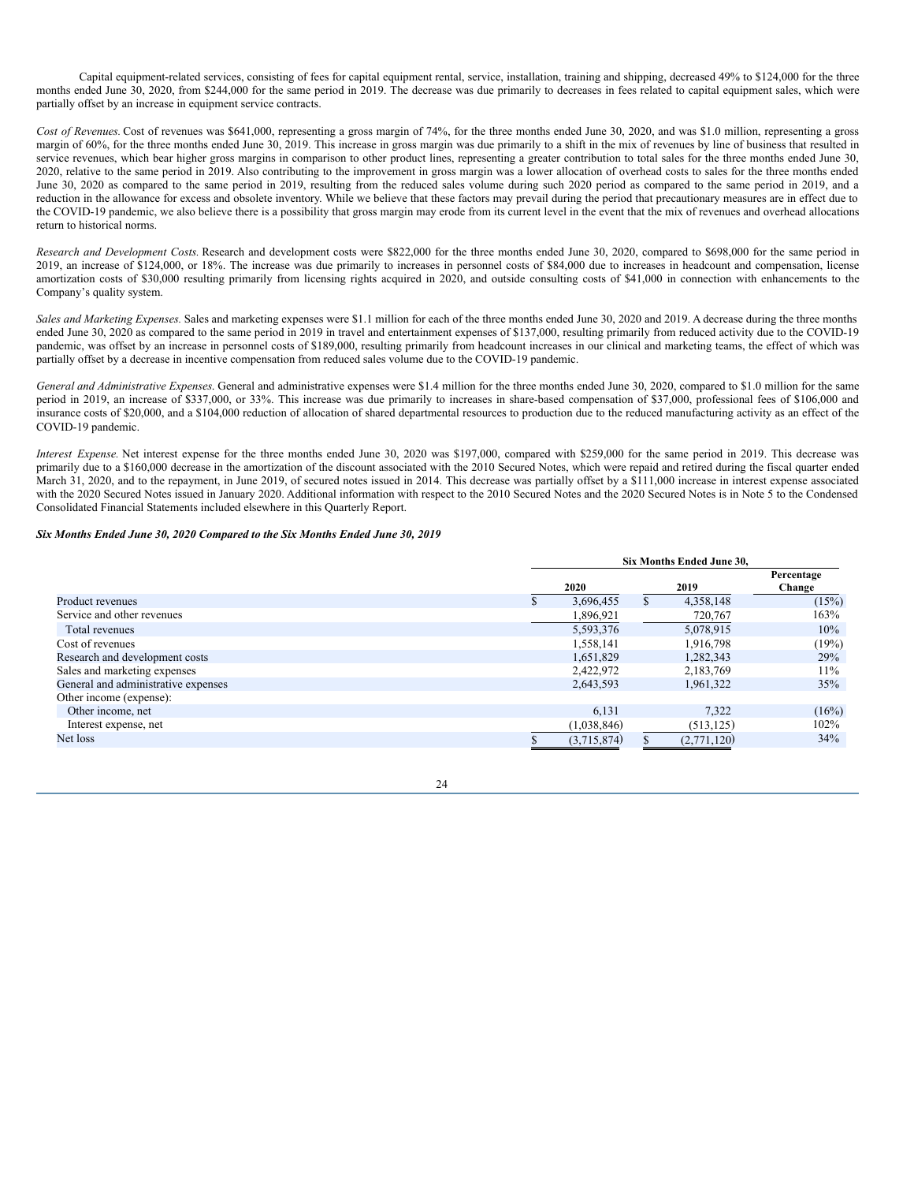Capital equipment-related services, consisting of fees for capital equipment rental, service, installation, training and shipping, decreased 49% to $124,000 for the three months ended June 30, 2020, from $244,000 for the same period in 2019. The decrease was due primarily to decreases in fees related to capital equipment sales, which were partially offset by an increase in equipment service contracts.

*Cost of Revenues.* Cost of revenues was $641,000, representing a gross margin of 74%, for the three months ended June 30, 2020, and was $1.0 million, representing a gross margin of 60%, for the three months ended June 30, 2019. This increase in gross margin was due primarily to a shift in the mix of revenues by line of business that resulted in service revenues, which bear higher gross margins in comparison to other product lines, representing a greater contribution to total sales for the three months ended June 30, 2020, relative to the same period in 2019. Also contributing to the improvement in gross margin was a lower allocation of overhead costs to sales for the three months ended June 30, 2020 as compared to the same period in 2019, resulting from the reduced sales volume during such 2020 period as compared to the same period in 2019, and a reduction in the allowance for excess and obsolete inventory. While we believe that these factors may prevail during the period that precautionary measures are in effect due to the COVID-19 pandemic, we also believe there is a possibility that gross margin may erode from its current level in the event that the mix of revenues and overhead allocations return to historical norms.

*Research and Development Costs.* Research and development costs were $822,000 for the three months ended June 30, 2020, compared to $698,000 for the same period in 2019, an increase of $124,000, or 18%. The increase was due primarily to increases in personnel costs of $84,000 due to increases in headcount and compensation, license amortization costs of $30,000 resulting primarily from licensing rights acquired in 2020, and outside consulting costs of $41,000 in connection with enhancements to the Company's quality system.

*Sales and Marketing Expenses.* Sales and marketing expenses were $1.1 million for each of the three months ended June 30, 2020 and 2019. A decrease during the three months ended June 30, 2020 as compared to the same period in 2019 in travel and entertainment expenses of $137,000, resulting primarily from reduced activity due to the COVID-19 pandemic, was offset by an increase in personnel costs of $189,000, resulting primarily from headcount increases in our clinical and marketing teams, the effect of which was partially offset by a decrease in incentive compensation from reduced sales volume due to the COVID-19 pandemic.

*General and Administrative Expenses.* General and administrative expenses were $1.4 million for the three months ended June 30, 2020, compared to $1.0 million for the same period in 2019, an increase of $337,000, or 33%. This increase was due primarily to increases in share-based compensation of $37,000, professional fees of $106,000 and insurance costs of $20,000, and a $104,000 reduction of allocation of shared departmental resources to production due to the reduced manufacturing activity as an effect of the COVID-19 pandemic.

*Interest Expense.* Net interest expense for the three months ended June 30, 2020 was $197,000, compared with $259,000 for the same period in 2019. This decrease was primarily due to a $160,000 decrease in the amortization of the discount associated with the 2010 Secured Notes, which were repaid and retired during the fiscal quarter ended March 31, 2020, and to the repayment, in June 2019, of secured notes issued in 2014. This decrease was partially offset by a $111,000 increase in interest expense associated with the 2020 Secured Notes issued in January 2020. Additional information with respect to the 2010 Secured Notes and the 2020 Secured Notes is in Note 5 to the Condensed Consolidated Financial Statements included elsewhere in this Quarterly Report.

***Six Months Ended June 30, 2020 Compared to the Six Months Ended June 30, 2019***

| | Six Months Ended June 30, | | |
|---|---|---|---|
| | 2020 | 2019 | Percentage Change |
| Product revenues | $ 3,696,455 | $ 4,358,148 | (15%) |
| Service and other revenues | 1,896,921 | 720,767 | 163% |
| Total revenues | 5,593,376 | 5,078,915 | 10% |
| Cost of revenues | 1,558,141 | 1,916,798 | (19%) |
| Research and development costs | 1,651,829 | 1,282,343 | 29% |
| Sales and marketing expenses | 2,422,972 | 2,183,769 | 11% |
| General and administrative expenses | 2,643,593 | 1,961,322 | 35% |
| Other income (expense): | | | |
| Other income, net | 6,131 | 7,322 | (16%) |
| Interest expense, net | (1,038,846) | (513,125) | 102% |
| Net loss | $ (3,715,874) | $ (2,771,120) | 34% |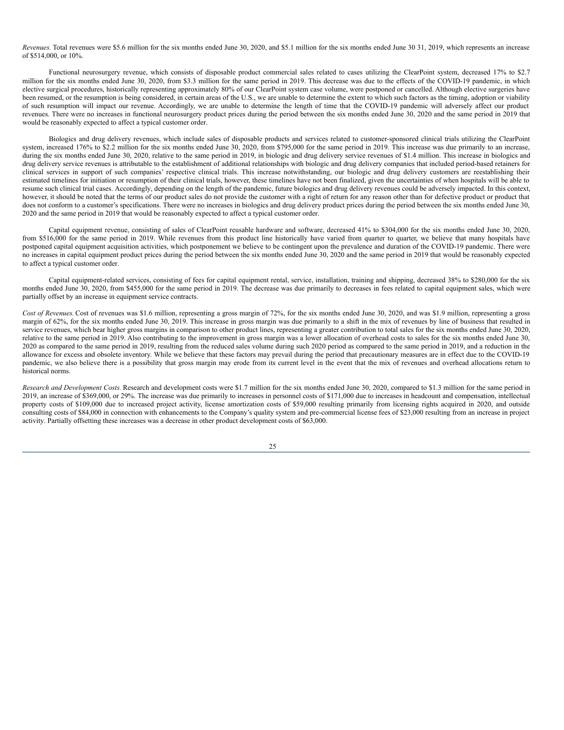*Revenues.* Total revenues were $5.6 million for the six months ended June 30, 2020, and $5.1 million for the six months ended June 30 31, 2019, which represents an increase of $514,000, or 10%.

Functional neurosurgery revenue, which consists of disposable product commercial sales related to cases utilizing the ClearPoint system, decreased 17% to $2.7 million for the six months ended June 30, 2020, from $3.3 million for the same period in 2019. This decrease was due to the effects of the COVID-19 pandemic, in which elective surgical procedures, historically representing approximately 80% of our ClearPoint system case volume, were postponed or cancelled. Although elective surgeries have been resumed, or the resumption is being considered, in certain areas of the U.S., we are unable to determine the extent to which such factors as the timing, adoption or viability of such resumption will impact our revenue. Accordingly, we are unable to determine the length of time that the COVID-19 pandemic will adversely affect our product revenues. There were no increases in functional neurosurgery product prices during the period between the six months ended June 30, 2020 and the same period in 2019 that would be reasonably expected to affect a typical customer order.

Biologics and drug delivery revenues, which include sales of disposable products and services related to customer-sponsored clinical trials utilizing the ClearPoint system, increased 176% to $2.2 million for the six months ended June 30, 2020, from $795,000 for the same period in 2019. This increase was due primarily to an increase, during the six months ended June 30, 2020, relative to the same period in 2019, in biologic and drug delivery service revenues of $1.4 million. This increase in biologics and drug delivery service revenues is attributable to the establishment of additional relationships with biologic and drug delivery companies that included period-based retainers for clinical services in support of such companies' respective clinical trials. This increase notwithstanding, our biologic and drug delivery customers are reestablishing their estimated timelines for initiation or resumption of their clinical trials, however, these timelines have not been finalized, given the uncertainties of when hospitals will be able to resume such clinical trial cases. Accordingly, depending on the length of the pandemic, future biologics and drug delivery revenues could be adversely impacted. In this context, however, it should be noted that the terms of our product sales do not provide the customer with a right of return for any reason other than for defective product or product that does not conform to a customer's specifications. There were no increases in biologics and drug delivery product prices during the period between the six months ended June 30, 2020 and the same period in 2019 that would be reasonably expected to affect a typical customer order.

Capital equipment revenue, consisting of sales of ClearPoint reusable hardware and software, decreased 41% to $304,000 for the six months ended June 30, 2020, from $516,000 for the same period in 2019. While revenues from this product line historically have varied from quarter to quarter, we believe that many hospitals have postponed capital equipment acquisition activities, which postponement we believe to be contingent upon the prevalence and duration of the COVID-19 pandemic. There were no increases in capital equipment product prices during the period between the six months ended June 30, 2020 and the same period in 2019 that would be reasonably expected to affect a typical customer order.

Capital equipment-related services, consisting of fees for capital equipment rental, service, installation, training and shipping, decreased 38% to $280,000 for the six months ended June 30, 2020, from $455,000 for the same period in 2019. The decrease was due primarily to decreases in fees related to capital equipment sales, which were partially offset by an increase in equipment service contracts.

*Cost of Revenues.* Cost of revenues was $1.6 million, representing a gross margin of 72%, for the six months ended June 30, 2020, and was $1.9 million, representing a gross margin of 62%, for the six months ended June 30, 2019. This increase in gross margin was due primarily to a shift in the mix of revenues by line of business that resulted in service revenues, which bear higher gross margins in comparison to other product lines, representing a greater contribution to total sales for the six months ended June 30, 2020, relative to the same period in 2019. Also contributing to the improvement in gross margin was a lower allocation of overhead costs to sales for the six months ended June 30, 2020 as compared to the same period in 2019, resulting from the reduced sales volume during such 2020 period as compared to the same period in 2019, and a reduction in the allowance for excess and obsolete inventory. While we believe that these factors may prevail during the period that precautionary measures are in effect due to the COVID-19 pandemic, we also believe there is a possibility that gross margin may erode from its current level in the event that the mix of revenues and overhead allocations return to historical norms.

*Research and Development Costs.* Research and development costs were $1.7 million for the six months ended June 30, 2020, compared to $1.3 million for the same period in 2019, an increase of $369,000, or 29%. The increase was due primarily to increases in personnel costs of $171,000 due to increases in headcount and compensation, intellectual property costs of $109,000 due to increased project activity, license amortization costs of $59,000 resulting primarily from licensing rights acquired in 2020, and outside consulting costs of $84,000 in connection with enhancements to the Company's quality system and pre-commercial license fees of $23,000 resulting from an increase in project activity. Partially offsetting these increases was a decrease in other product development costs of $63,000.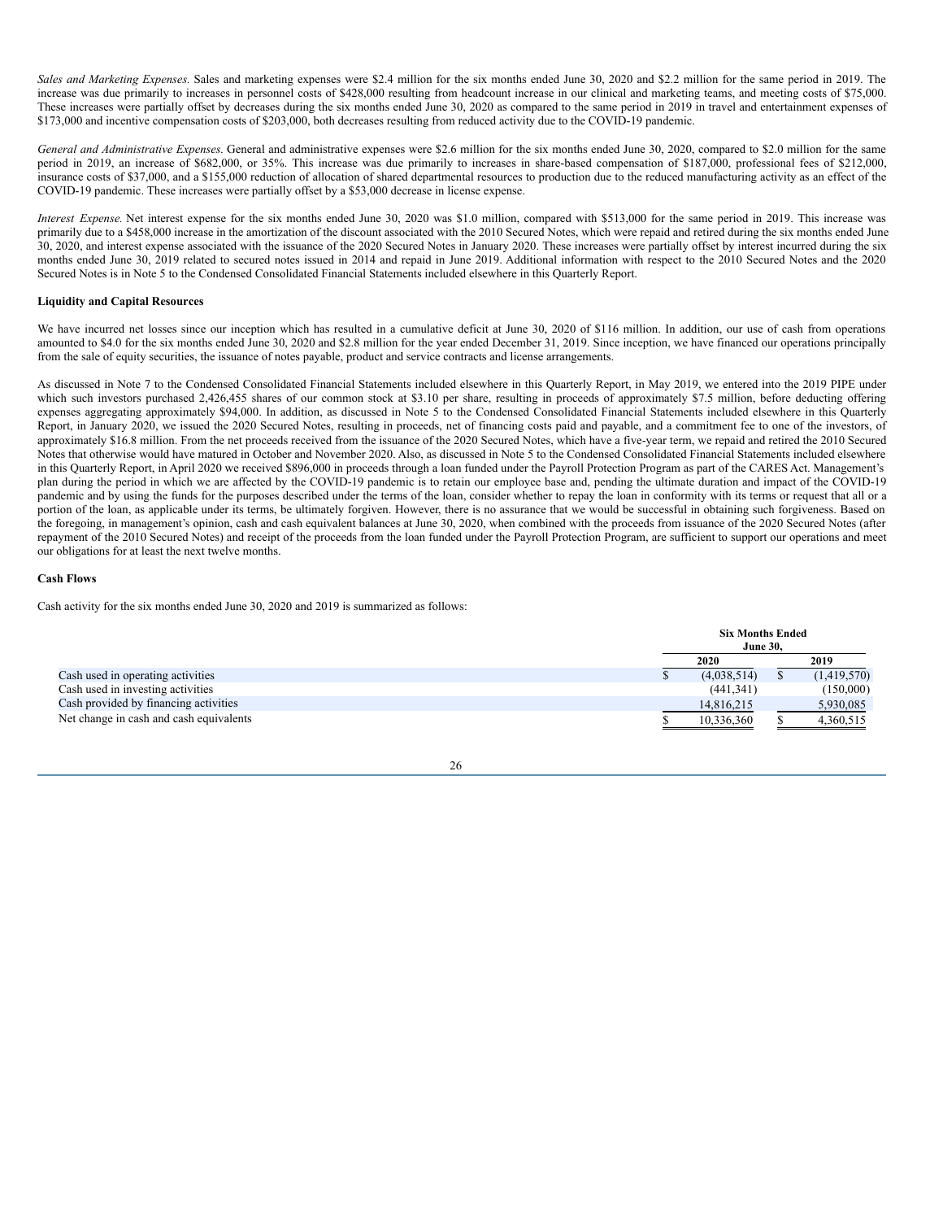*Sales and Marketing Expenses.* Sales and marketing expenses were $2.4 million for the six months ended June 30, 2020 and $2.2 million for the same period in 2019. The increase was due primarily to increases in personnel costs of $428,000 resulting from headcount increase in our clinical and marketing teams, and meeting costs of $75,000. These increases were partially offset by decreases during the six months ended June 30, 2020 as compared to the same period in 2019 in travel and entertainment expenses of $173,000 and incentive compensation costs of $203,000, both decreases resulting from reduced activity due to the COVID-19 pandemic.

*General and Administrative Expenses*. General and administrative expenses were $2.6 million for the six months ended June 30, 2020, compared to $2.0 million for the same period in 2019, an increase of $682,000, or 35%. This increase was due primarily to increases in share-based compensation of $187,000, professional fees of $212,000, insurance costs of $37,000, and a $155,000 reduction of allocation of shared departmental resources to production due to the reduced manufacturing activity as an effect of the COVID-19 pandemic. These increases were partially offset by a $53,000 decrease in license expense.

*Interest Expense.* Net interest expense for the six months ended June 30, 2020 was $1.0 million, compared with $513,000 for the same period in 2019. This increase was primarily due to a $458,000 increase in the amortization of the discount associated with the 2010 Secured Notes, which were repaid and retired during the six months ended June 30, 2020, and interest expense associated with the issuance of the 2020 Secured Notes in January 2020. These increases were partially offset by interest incurred during the six months ended June 30, 2019 related to secured notes issued in 2014 and repaid in June 2019. Additional information with respect to the 2010 Secured Notes and the 2020 Secured Notes is in Note 5 to the Condensed Consolidated Financial Statements included elsewhere in this Quarterly Report.

**Liquidity and Capital Resources**

We have incurred net losses since our inception which has resulted in a cumulative deficit at June 30, 2020 of $116 million. In addition, our use of cash from operations amounted to $4.0 for the six months ended June 30, 2020 and $2.8 million for the year ended December 31, 2019. Since inception, we have financed our operations principally from the sale of equity securities, the issuance of notes payable, product and service contracts and license arrangements.

As discussed in Note 7 to the Condensed Consolidated Financial Statements included elsewhere in this Quarterly Report, in May 2019, we entered into the 2019 PIPE under which such investors purchased 2,426,455 shares of our common stock at $3.10 per share, resulting in proceeds of approximately $7.5 million, before deducting offering expenses aggregating approximately $94,000. In addition, as discussed in Note 5 to the Condensed Consolidated Financial Statements included elsewhere in this Quarterly Report, in January 2020, we issued the 2020 Secured Notes, resulting in proceeds, net of financing costs paid and payable, and a commitment fee to one of the investors, of approximately $16.8 million. From the net proceeds received from the issuance of the 2020 Secured Notes, which have a five-year term, we repaid and retired the 2010 Secured Notes that otherwise would have matured in October and November 2020. Also, as discussed in Note 5 to the Condensed Consolidated Financial Statements included elsewhere in this Quarterly Report, in April 2020 we received $896,000 in proceeds through a loan funded under the Payroll Protection Program as part of the CARES Act. Management's plan during the period in which we are affected by the COVID-19 pandemic is to retain our employee base and, pending the ultimate duration and impact of the COVID-19 pandemic and by using the funds for the purposes described under the terms of the loan, consider whether to repay the loan in conformity with its terms or request that all or a portion of the loan, as applicable under its terms, be ultimately forgiven. However, there is no assurance that we would be successful in obtaining such forgiveness. Based on the foregoing, in management's opinion, cash and cash equivalent balances at June 30, 2020, when combined with the proceeds from issuance of the 2020 Secured Notes (after repayment of the 2010 Secured Notes) and receipt of the proceeds from the loan funded under the Payroll Protection Program, are sufficient to support our operations and meet our obligations for at least the next twelve months.

**Cash Flows**

Cash activity for the six months ended June 30, 2020 and 2019 is summarized as follows:

| | Six Months Ended June 30, | |
|---|---|---|
| | 2020 | 2019 |
| Cash used in operating activities | $ (4,038,514) | $ (1,419,570) |
| Cash used in investing activities | (441,341) | (150,000) |
| Cash provided by financing activities | 14,816,215 | 5,930,085 |
| Net change in cash and cash equivalents | $ 10,336,360 | $ 4,360,515 |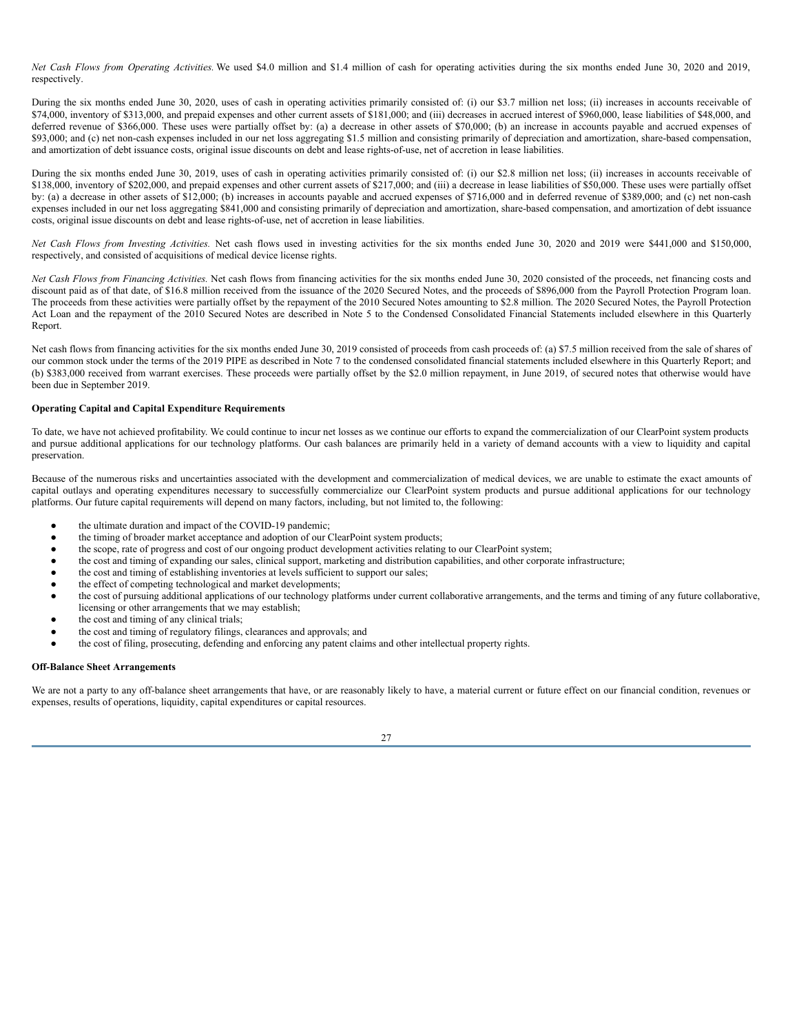*Net Cash Flows from Operating Activities.* We used $4.0 million and $1.4 million of cash for operating activities during the six months ended June 30, 2020 and 2019, respectively.

During the six months ended June 30, 2020, uses of cash in operating activities primarily consisted of: (i) our $3.7 million net loss; (ii) increases in accounts receivable of $74,000, inventory of $313,000, and prepaid expenses and other current assets of $181,000; and (iii) decreases in accrued interest of $960,000, lease liabilities of $48,000, and deferred revenue of $366,000. These uses were partially offset by: (a) a decrease in other assets of $70,000; (b) an increase in accounts payable and accrued expenses of $93,000; and (c) net non-cash expenses included in our net loss aggregating $1.5 million and consisting primarily of depreciation and amortization, share-based compensation, and amortization of debt issuance costs, original issue discounts on debt and lease rights-of-use, net of accretion in lease liabilities.

During the six months ended June 30, 2019, uses of cash in operating activities primarily consisted of: (i) our $2.8 million net loss; (ii) increases in accounts receivable of $138,000, inventory of $202,000, and prepaid expenses and other current assets of $217,000; and (iii) a decrease in lease liabilities of $50,000. These uses were partially offset by: (a) a decrease in other assets of $12,000; (b) increases in accounts payable and accrued expenses of $716,000 and in deferred revenue of $389,000; and (c) net non-cash expenses included in our net loss aggregating $841,000 and consisting primarily of depreciation and amortization, share-based compensation, and amortization of debt issuance costs, original issue discounts on debt and lease rights-of-use, net of accretion in lease liabilities.

*Net Cash Flows from Investing Activities.* Net cash flows used in investing activities for the six months ended June 30, 2020 and 2019 were $441,000 and $150,000, respectively, and consisted of acquisitions of medical device license rights.

*Net Cash Flows from Financing Activities.* Net cash flows from financing activities for the six months ended June 30, 2020 consisted of the proceeds, net financing costs and discount paid as of that date, of $16.8 million received from the issuance of the 2020 Secured Notes, and the proceeds of $896,000 from the Payroll Protection Program loan. The proceeds from these activities were partially offset by the repayment of the 2010 Secured Notes amounting to $2.8 million. The 2020 Secured Notes, the Payroll Protection Act Loan and the repayment of the 2010 Secured Notes are described in Note 5 to the Condensed Consolidated Financial Statements included elsewhere in this Quarterly Report.

Net cash flows from financing activities for the six months ended June 30, 2019 consisted of proceeds from cash proceeds of: (a) $7.5 million received from the sale of shares of our common stock under the terms of the 2019 PIPE as described in Note 7 to the condensed consolidated financial statements included elsewhere in this Quarterly Report; and (b) $383,000 received from warrant exercises. These proceeds were partially offset by the $2.0 million repayment, in June 2019, of secured notes that otherwise would have been due in September 2019.

**Operating Capital and Capital Expenditure Requirements**

To date, we have not achieved profitability. We could continue to incur net losses as we continue our efforts to expand the commercialization of our ClearPoint system products and pursue additional applications for our technology platforms. Our cash balances are primarily held in a variety of demand accounts with a view to liquidity and capital preservation.

Because of the numerous risks and uncertainties associated with the development and commercialization of medical devices, we are unable to estimate the exact amounts of capital outlays and operating expenditures necessary to successfully commercialize our ClearPoint system products and pursue additional applications for our technology platforms. Our future capital requirements will depend on many factors, including, but not limited to, the following:

- the ultimate duration and impact of the COVID-19 pandemic;
- the timing of broader market acceptance and adoption of our ClearPoint system products;
- the scope, rate of progress and cost of our ongoing product development activities relating to our ClearPoint system;
- the cost and timing of expanding our sales, clinical support, marketing and distribution capabilities, and other corporate infrastructure;
- the cost and timing of establishing inventories at levels sufficient to support our sales;
- the effect of competing technological and market developments;
- the cost of pursuing additional applications of our technology platforms under current collaborative arrangements, and the terms and timing of any future collaborative, licensing or other arrangements that we may establish;
- the cost and timing of any clinical trials;
- the cost and timing of regulatory filings, clearances and approvals; and
- the cost of filing, prosecuting, defending and enforcing any patent claims and other intellectual property rights.

**Off-Balance Sheet Arrangements**

We are not a party to any off-balance sheet arrangements that have, or are reasonably likely to have, a material current or future effect on our financial condition, revenues or expenses, results of operations, liquidity, capital expenditures or capital resources.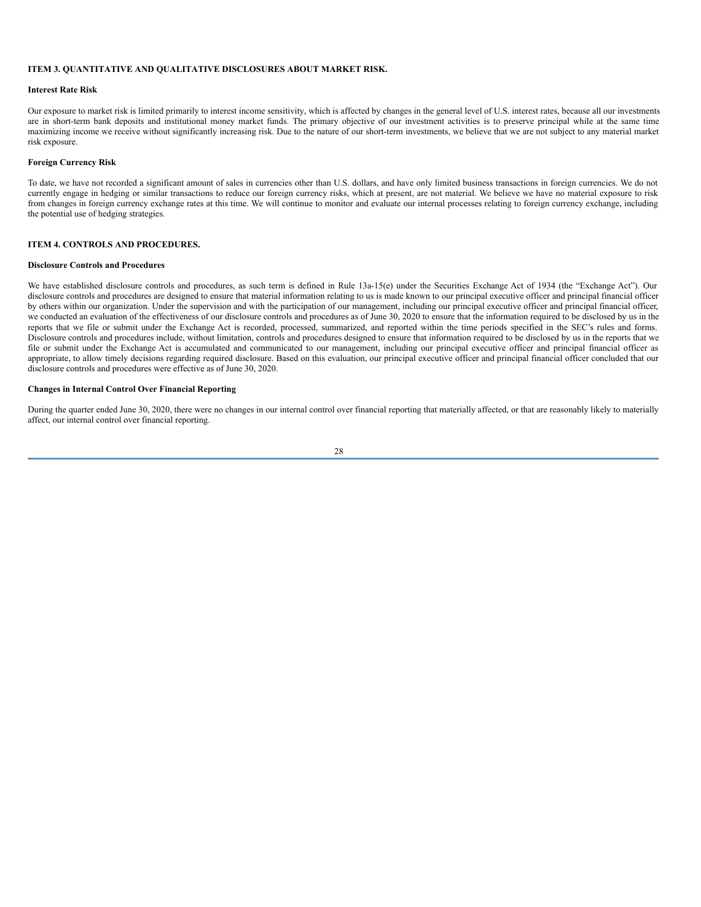## ITEM 3. QUANTITATIVE AND QUALITATIVE DISCLOSURES ABOUT MARKET RISK.

### Interest Rate Risk

Our exposure to market risk is limited primarily to interest income sensitivity, which is affected by changes in the general level of U.S. interest rates, because all our investments are in short-term bank deposits and institutional money market funds. The primary objective of our investment activities is to preserve principal while at the same time maximizing income we receive without significantly increasing risk. Due to the nature of our short-term investments, we believe that we are not subject to any material market risk exposure.

### Foreign Currency Risk

To date, we have not recorded a significant amount of sales in currencies other than U.S. dollars, and have only limited business transactions in foreign currencies. We do not currently engage in hedging or similar transactions to reduce our foreign currency risks, which at present, are not material. We believe we have no material exposure to risk from changes in foreign currency exchange rates at this time. We will continue to monitor and evaluate our internal processes relating to foreign currency exchange, including the potential use of hedging strategies.

## ITEM 4. CONTROLS AND PROCEDURES.

### Disclosure Controls and Procedures

We have established disclosure controls and procedures, as such term is defined in Rule 13a-15(e) under the Securities Exchange Act of 1934 (the "Exchange Act"). Our disclosure controls and procedures are designed to ensure that material information relating to us is made known to our principal executive officer and principal financial officer by others within our organization. Under the supervision and with the participation of our management, including our principal executive officer and principal financial officer, we conducted an evaluation of the effectiveness of our disclosure controls and procedures as of June 30, 2020 to ensure that the information required to be disclosed by us in the reports that we file or submit under the Exchange Act is recorded, processed, summarized, and reported within the time periods specified in the SEC's rules and forms. Disclosure controls and procedures include, without limitation, controls and procedures designed to ensure that information required to be disclosed by us in the reports that we file or submit under the Exchange Act is accumulated and communicated to our management, including our principal executive officer and principal financial officer as appropriate, to allow timely decisions regarding required disclosure. Based on this evaluation, our principal executive officer and principal financial officer concluded that our disclosure controls and procedures were effective as of June 30, 2020.

### Changes in Internal Control Over Financial Reporting

During the quarter ended June 30, 2020, there were no changes in our internal control over financial reporting that materially affected, or that are reasonably likely to materially affect, our internal control over financial reporting.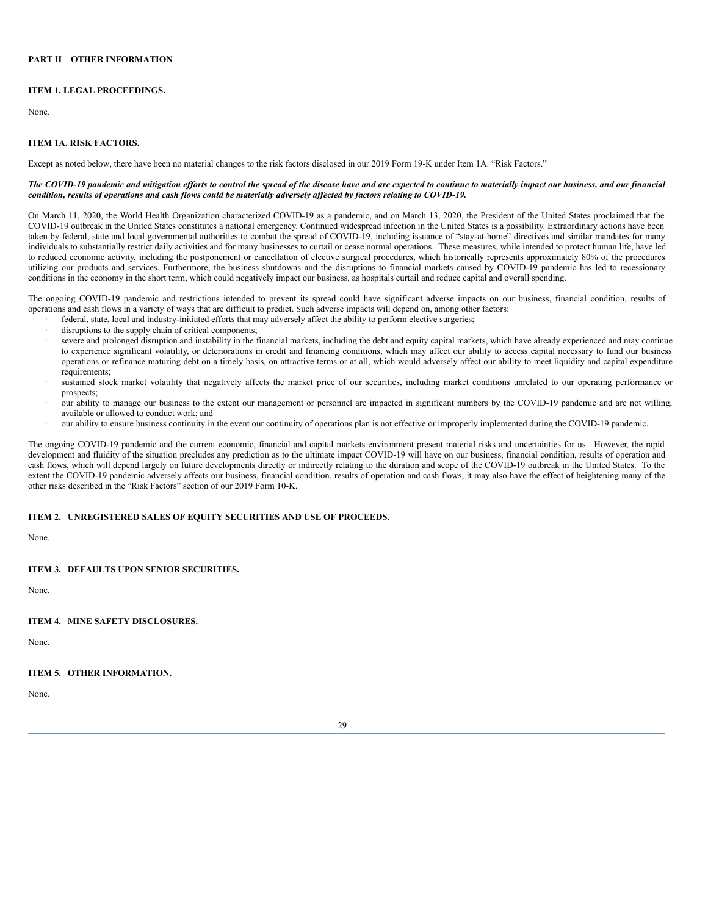## PART II – OTHER INFORMATION

### ITEM 1. LEGAL PROCEEDINGS.

None.

### ITEM 1A. RISK FACTORS.

Except as noted below, there have been no material changes to the risk factors disclosed in our 2019 Form 19-K under Item 1A. "Risk Factors."

***The COVID-19 pandemic and mitigation efforts to control the spread of the disease have and are expected to continue to materially impact our business, and our financial condition, results of operations and cash flows could be materially adversely affected by factors relating to COVID-19.***

On March 11, 2020, the World Health Organization characterized COVID-19 as a pandemic, and on March 13, 2020, the President of the United States proclaimed that the COVID-19 outbreak in the United States constitutes a national emergency. Continued widespread infection in the United States is a possibility. Extraordinary actions have been taken by federal, state and local governmental authorities to combat the spread of COVID-19, including issuance of "stay-at-home" directives and similar mandates for many individuals to substantially restrict daily activities and for many businesses to curtail or cease normal operations. These measures, while intended to protect human life, have led to reduced economic activity, including the postponement or cancellation of elective surgical procedures, which historically represents approximately 80% of the procedures utilizing our products and services. Furthermore, the business shutdowns and the disruptions to financial markets caused by COVID-19 pandemic has led to recessionary conditions in the economy in the short term, which could negatively impact our business, as hospitals curtail and reduce capital and overall spending.

The ongoing COVID-19 pandemic and restrictions intended to prevent its spread could have significant adverse impacts on our business, financial condition, results of operations and cash flows in a variety of ways that are difficult to predict. Such adverse impacts will depend on, among other factors:

- federal, state, local and industry-initiated efforts that may adversely affect the ability to perform elective surgeries;
- disruptions to the supply chain of critical components;
- severe and prolonged disruption and instability in the financial markets, including the debt and equity capital markets, which have already experienced and may continue to experience significant volatility, or deteriorations in credit and financing conditions, which may affect our ability to access capital necessary to fund our business operations or refinance maturing debt on a timely basis, on attractive terms or at all, which would adversely affect our ability to meet liquidity and capital expenditure requirements;
- sustained stock market volatility that negatively affects the market price of our securities, including market conditions unrelated to our operating performance or prospects;
- our ability to manage our business to the extent our management or personnel are impacted in significant numbers by the COVID-19 pandemic and are not willing, available or allowed to conduct work; and
- our ability to ensure business continuity in the event our continuity of operations plan is not effective or improperly implemented during the COVID-19 pandemic.

The ongoing COVID-19 pandemic and the current economic, financial and capital markets environment present material risks and uncertainties for us. However, the rapid development and fluidity of the situation precludes any prediction as to the ultimate impact COVID-19 will have on our business, financial condition, results of operation and cash flows, which will depend largely on future developments directly or indirectly relating to the duration and scope of the COVID-19 outbreak in the United States. To the extent the COVID-19 pandemic adversely affects our business, financial condition, results of operation and cash flows, it may also have the effect of heightening many of the other risks described in the "Risk Factors" section of our 2019 Form 10-K.

### ITEM 2. UNREGISTERED SALES OF EQUITY SECURITIES AND USE OF PROCEEDS.

None.

### ITEM 3. DEFAULTS UPON SENIOR SECURITIES.

None.

### ITEM 4. MINE SAFETY DISCLOSURES.

None.

### ITEM 5. OTHER INFORMATION.

None.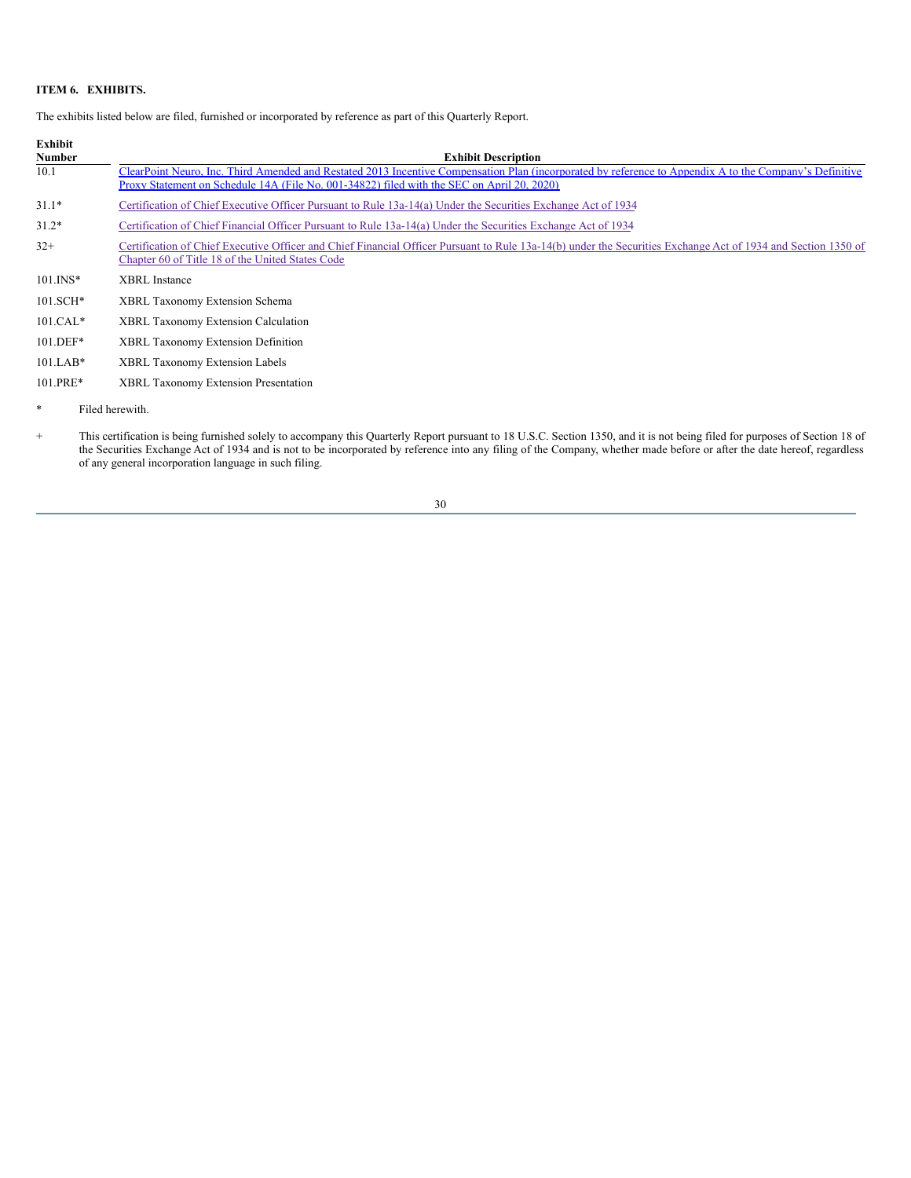### ITEM 6. EXHIBITS.

The exhibits listed below are filed, furnished or incorporated by reference as part of this Quarterly Report.

| Exhibit Number | Exhibit Description |
|---|---|
| 10.1 | ClearPoint Neuro, Inc. Third Amended and Restated 2013 Incentive Compensation Plan (incorporated by reference to Appendix A to the Company's Definitive Proxy Statement on Schedule 14A (File No. 001-34822) filed with the SEC on April 20, 2020) |
| 31.1* | Certification of Chief Executive Officer Pursuant to Rule 13a-14(a) Under the Securities Exchange Act of 1934 |
| 31.2* | Certification of Chief Financial Officer Pursuant to Rule 13a-14(a) Under the Securities Exchange Act of 1934 |
| 32+ | Certification of Chief Executive Officer and Chief Financial Officer Pursuant to Rule 13a-14(b) under the Securities Exchange Act of 1934 and Section 1350 of Chapter 60 of Title 18 of the United States Code |
| 101.INS* | XBRL Instance |
| 101.SCH* | XBRL Taxonomy Extension Schema |
| 101.CAL* | XBRL Taxonomy Extension Calculation |
| 101.DEF* | XBRL Taxonomy Extension Definition |
| 101.LAB* | XBRL Taxonomy Extension Labels |
| 101.PRE* | XBRL Taxonomy Extension Presentation |

\* Filed herewith.

\+ This certification is being furnished solely to accompany this Quarterly Report pursuant to 18 U.S.C. Section 1350, and it is not being filed for purposes of Section 18 of the Securities Exchange Act of 1934 and is not to be incorporated by reference into any filing of the Company, whether made before or after the date hereof, regardless of any general incorporation language in such filing.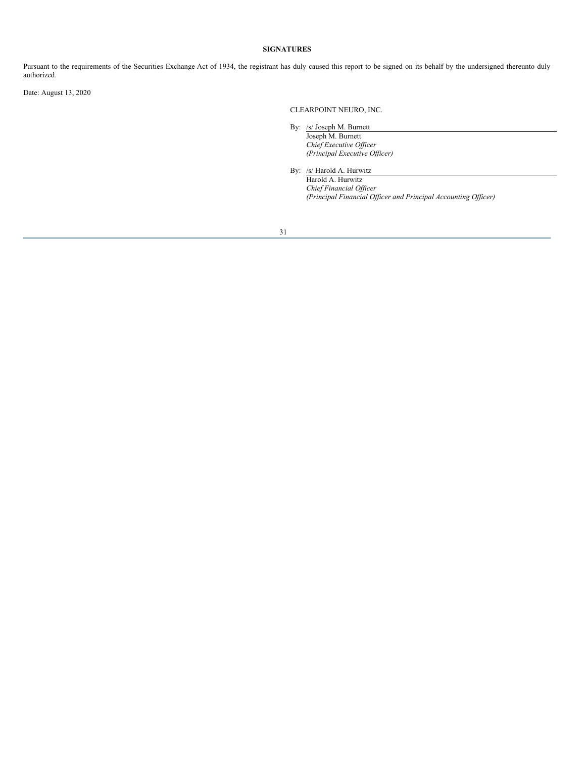**SIGNATURES**

Pursuant to the requirements of the Securities Exchange Act of 1934, the registrant has duly caused this report to be signed on its behalf by the undersigned thereunto duly authorized.

Date: August 13, 2020

CLEARPOINT NEURO, INC.

By: /s/ Joseph M. Burnett
Joseph M. Burnett
*Chief Executive Officer*
*(Principal Executive Officer)*

By: /s/ Harold A. Hurwitz
Harold A. Hurwitz
*Chief Financial Officer*
*(Principal Financial Officer and Principal Accounting Officer)*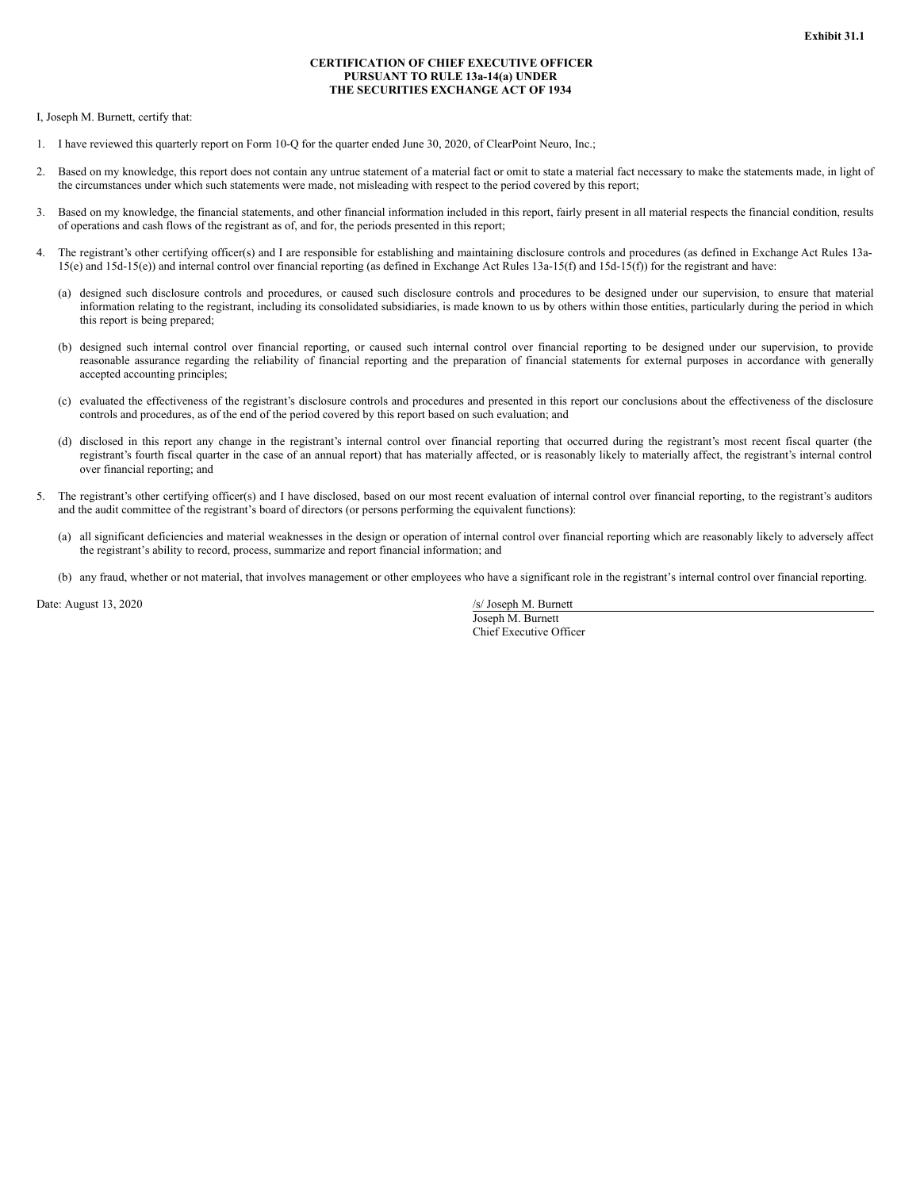**Exhibit 31.1**

**CERTIFICATION OF CHIEF EXECUTIVE OFFICER
PURSUANT TO RULE 13a-14(a) UNDER
THE SECURITIES EXCHANGE ACT OF 1934**

I, Joseph M. Burnett, certify that:

1. I have reviewed this quarterly report on Form 10-Q for the quarter ended June 30, 2020, of ClearPoint Neuro, Inc.;

2. Based on my knowledge, this report does not contain any untrue statement of a material fact or omit to state a material fact necessary to make the statements made, in light of the circumstances under which such statements were made, not misleading with respect to the period covered by this report;

3. Based on my knowledge, the financial statements, and other financial information included in this report, fairly present in all material respects the financial condition, results of operations and cash flows of the registrant as of, and for, the periods presented in this report;

4. The registrant's other certifying officer(s) and I are responsible for establishing and maintaining disclosure controls and procedures (as defined in Exchange Act Rules 13a-15(e) and 15d-15(e)) and internal control over financial reporting (as defined in Exchange Act Rules 13a-15(f) and 15d-15(f)) for the registrant and have:

   (a) designed such disclosure controls and procedures, or caused such disclosure controls and procedures to be designed under our supervision, to ensure that material information relating to the registrant, including its consolidated subsidiaries, is made known to us by others within those entities, particularly during the period in which this report is being prepared;

   (b) designed such internal control over financial reporting, or caused such internal control over financial reporting to be designed under our supervision, to provide reasonable assurance regarding the reliability of financial reporting and the preparation of financial statements for external purposes in accordance with generally accepted accounting principles;

   (c) evaluated the effectiveness of the registrant's disclosure controls and procedures and presented in this report our conclusions about the effectiveness of the disclosure controls and procedures, as of the end of the period covered by this report based on such evaluation; and

   (d) disclosed in this report any change in the registrant's internal control over financial reporting that occurred during the registrant's most recent fiscal quarter (the registrant's fourth fiscal quarter in the case of an annual report) that has materially affected, or is reasonably likely to materially affect, the registrant's internal control over financial reporting; and

5. The registrant's other certifying officer(s) and I have disclosed, based on our most recent evaluation of internal control over financial reporting, to the registrant's auditors and the audit committee of the registrant's board of directors (or persons performing the equivalent functions):

   (a) all significant deficiencies and material weaknesses in the design or operation of internal control over financial reporting which are reasonably likely to adversely affect the registrant's ability to record, process, summarize and report financial information; and

   (b) any fraud, whether or not material, that involves management or other employees who have a significant role in the registrant's internal control over financial reporting.

Date: August 13, 2020

/s/ Joseph M. Burnett
Joseph M. Burnett
Chief Executive Officer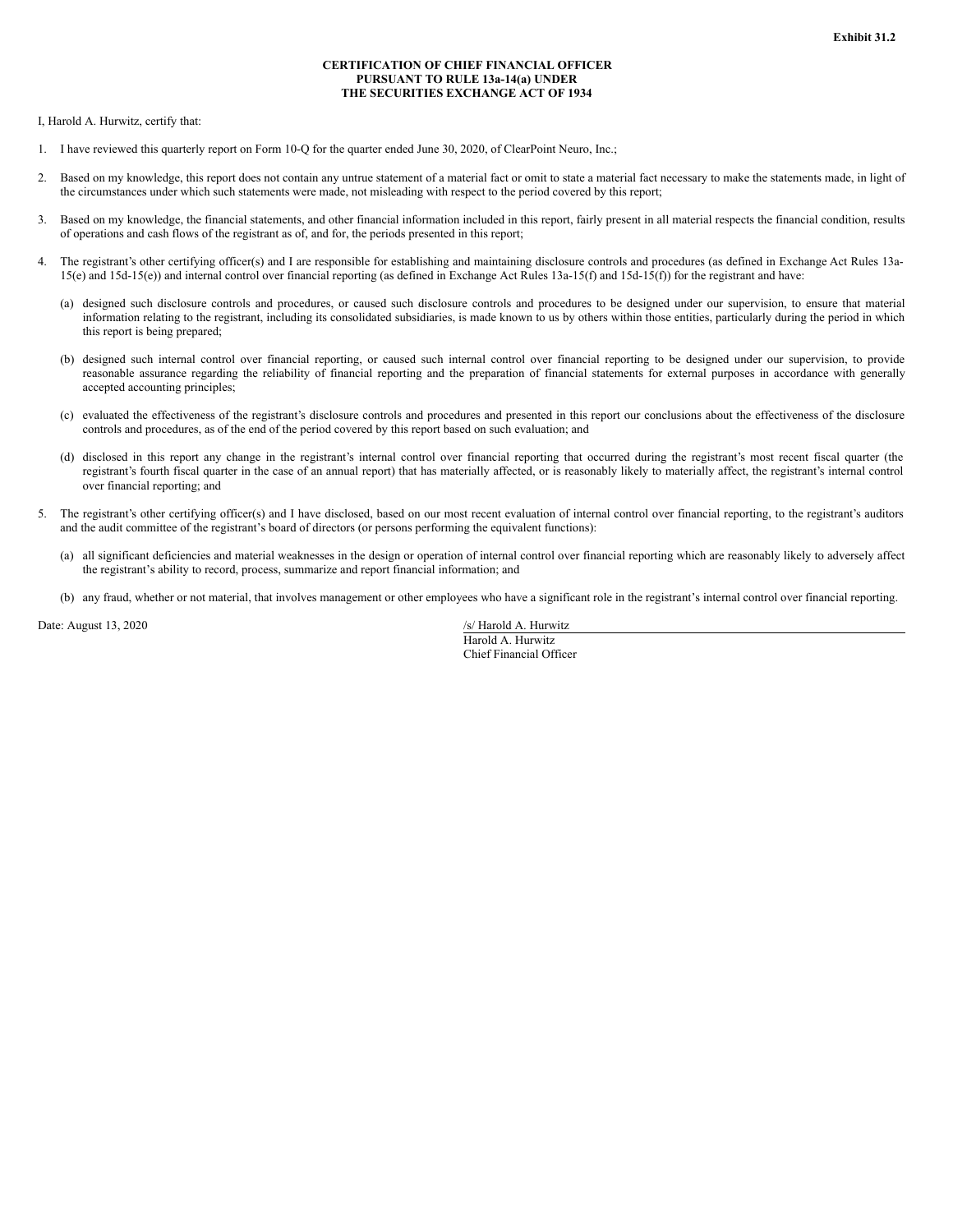**Exhibit 31.2**

**CERTIFICATION OF CHIEF FINANCIAL OFFICER
PURSUANT TO RULE 13a-14(a) UNDER
THE SECURITIES EXCHANGE ACT OF 1934**

I, Harold A. Hurwitz, certify that:

1. I have reviewed this quarterly report on Form 10-Q for the quarter ended June 30, 2020, of ClearPoint Neuro, Inc.;

2. Based on my knowledge, this report does not contain any untrue statement of a material fact or omit to state a material fact necessary to make the statements made, in light of the circumstances under which such statements were made, not misleading with respect to the period covered by this report;

3. Based on my knowledge, the financial statements, and other financial information included in this report, fairly present in all material respects the financial condition, results of operations and cash flows of the registrant as of, and for, the periods presented in this report;

4. The registrant's other certifying officer(s) and I are responsible for establishing and maintaining disclosure controls and procedures (as defined in Exchange Act Rules 13a-15(e) and 15d-15(e)) and internal control over financial reporting (as defined in Exchange Act Rules 13a-15(f) and 15d-15(f)) for the registrant and have:

   (a) designed such disclosure controls and procedures, or caused such disclosure controls and procedures to be designed under our supervision, to ensure that material information relating to the registrant, including its consolidated subsidiaries, is made known to us by others within those entities, particularly during the period in which this report is being prepared;

   (b) designed such internal control over financial reporting, or caused such internal control over financial reporting to be designed under our supervision, to provide reasonable assurance regarding the reliability of financial reporting and the preparation of financial statements for external purposes in accordance with generally accepted accounting principles;

   (c) evaluated the effectiveness of the registrant's disclosure controls and procedures and presented in this report our conclusions about the effectiveness of the disclosure controls and procedures, as of the end of the period covered by this report based on such evaluation; and

   (d) disclosed in this report any change in the registrant's internal control over financial reporting that occurred during the registrant's most recent fiscal quarter (the registrant's fourth fiscal quarter in the case of an annual report) that has materially affected, or is reasonably likely to materially affect, the registrant's internal control over financial reporting; and

5. The registrant's other certifying officer(s) and I have disclosed, based on our most recent evaluation of internal control over financial reporting, to the registrant's auditors and the audit committee of the registrant's board of directors (or persons performing the equivalent functions):

   (a) all significant deficiencies and material weaknesses in the design or operation of internal control over financial reporting which are reasonably likely to adversely affect the registrant's ability to record, process, summarize and report financial information; and

   (b) any fraud, whether or not material, that involves management or other employees who have a significant role in the registrant's internal control over financial reporting.

Date: August 13, 2020

/s/ Harold A. Hurwitz
Harold A. Hurwitz
Chief Financial Officer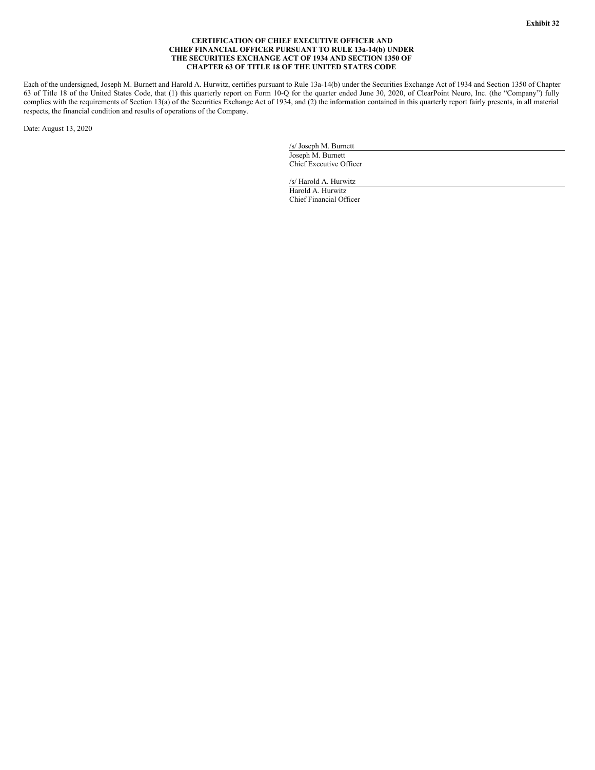**Exhibit 32**

**CERTIFICATION OF CHIEF EXECUTIVE OFFICER AND CHIEF FINANCIAL OFFICER PURSUANT TO RULE 13a-14(b) UNDER THE SECURITIES EXCHANGE ACT OF 1934 AND SECTION 1350 OF CHAPTER 63 OF TITLE 18 OF THE UNITED STATES CODE**

Each of the undersigned, Joseph M. Burnett and Harold A. Hurwitz, certifies pursuant to Rule 13a-14(b) under the Securities Exchange Act of 1934 and Section 1350 of Chapter 63 of Title 18 of the United States Code, that (1) this quarterly report on Form 10-Q for the quarter ended June 30, 2020, of ClearPoint Neuro, Inc. (the "Company") fully complies with the requirements of Section 13(a) of the Securities Exchange Act of 1934, and (2) the information contained in this quarterly report fairly presents, in all material respects, the financial condition and results of operations of the Company.

Date: August 13, 2020

/s/ Joseph M. Burnett
Joseph M. Burnett
Chief Executive Officer

/s/ Harold A. Hurwitz
Harold A. Hurwitz
Chief Financial Officer